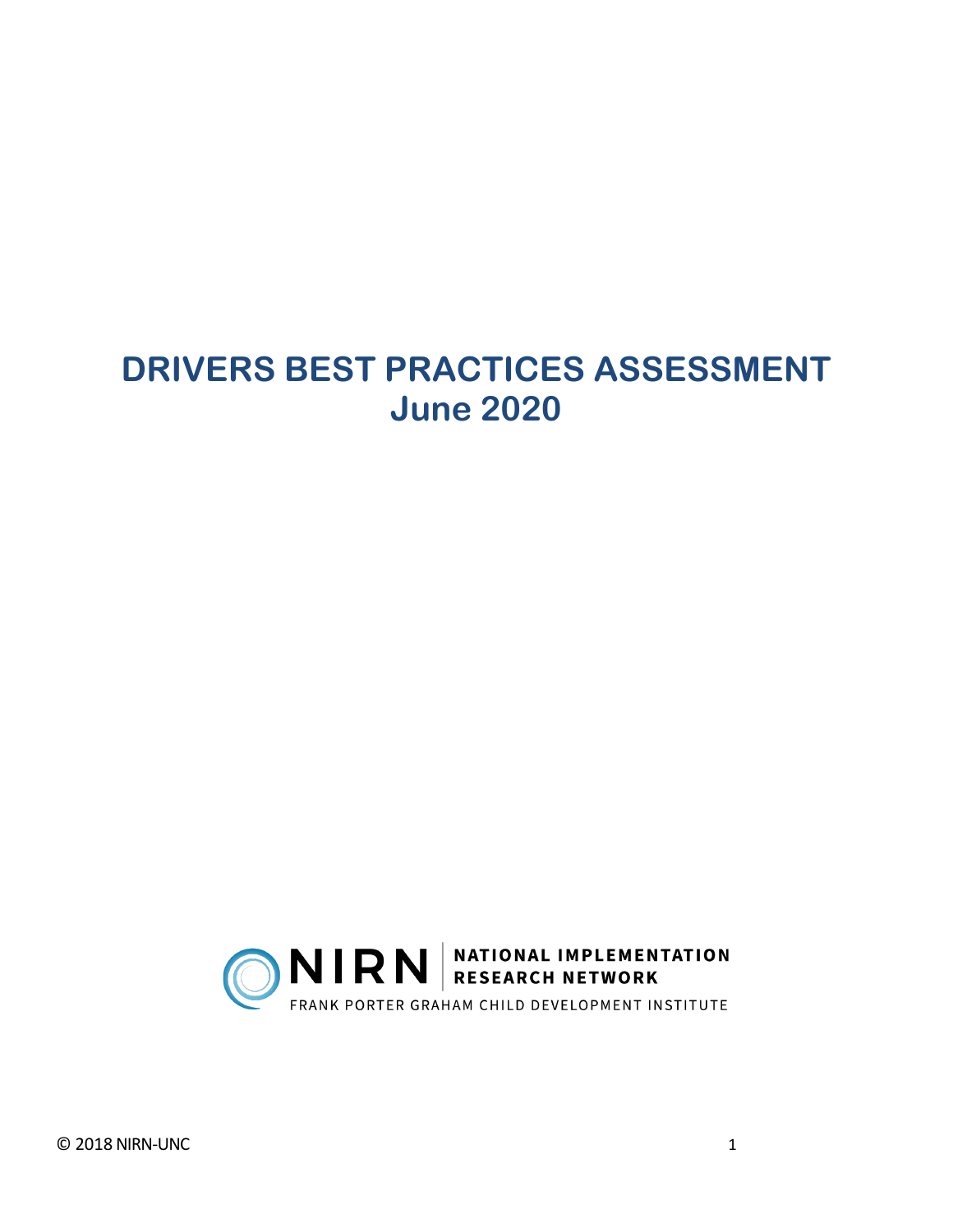# DRIVERS BEST PRACTICES ASSESSMENT
## June 2020

NIRN | NATIONAL IMPLEMENTATION RESEARCH NETWORK

FRANK PORTER GRAHAM CHILD DEVELOPMENT INSTITUTE

© 2018 NIRN-UNC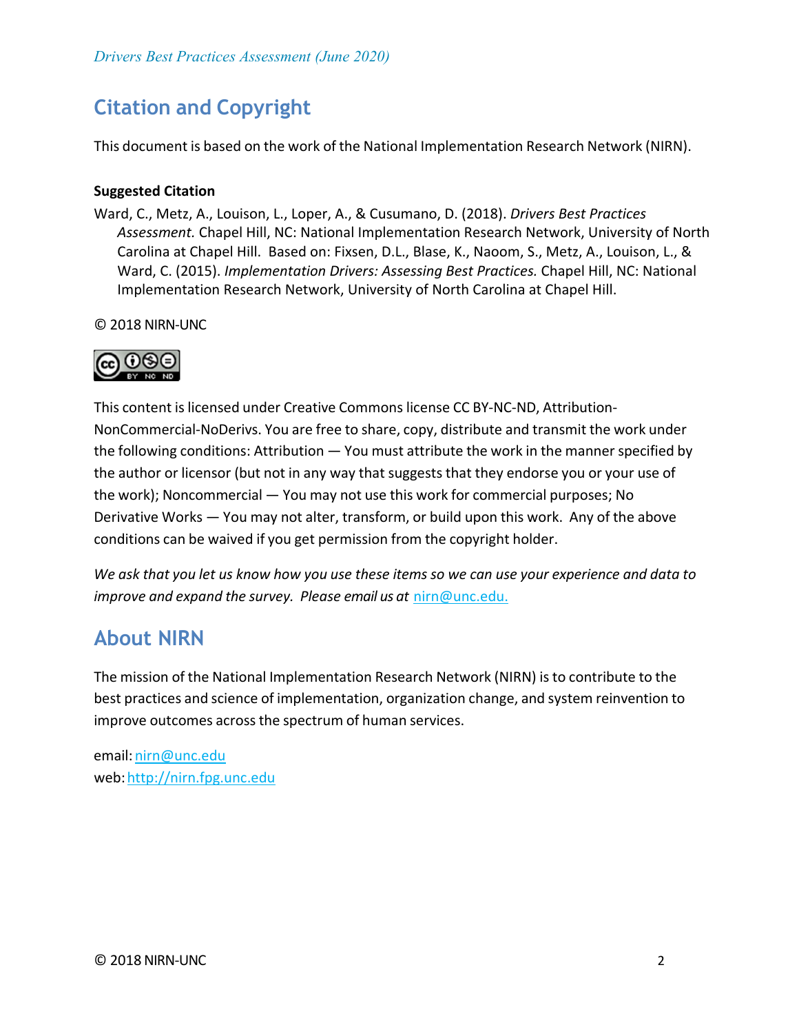## Citation and Copyright

This document is based on the work of the National Implementation Research Network (NIRN).

**Suggested Citation**

Ward, C., Metz, A., Louison, L., Loper, A., & Cusumano, D. (2018). *Drivers Best Practices Assessment.* Chapel Hill, NC: National Implementation Research Network, University of North Carolina at Chapel Hill. Based on: Fixsen, D.L., Blase, K., Naoom, S., Metz, A., Louison, L., & Ward, C. (2015). *Implementation Drivers: Assessing Best Practices.* Chapel Hill, NC: National Implementation Research Network, University of North Carolina at Chapel Hill.

© 2018 NIRN-UNC

This content is licensed under Creative Commons license CC BY-NC-ND, Attribution-NonCommercial-NoDerivs. You are free to share, copy, distribute and transmit the work under the following conditions: Attribution — You must attribute the work in the manner specified by the author or licensor (but not in any way that suggests that they endorse you or your use of the work); Noncommercial — You may not use this work for commercial purposes; No Derivative Works — You may not alter, transform, or build upon this work. Any of the above conditions can be waived if you get permission from the copyright holder.

*We ask that you let us know how you use these items so we can use your experience and data to improve and expand the survey. Please email us at* nirn@unc.edu.

## About NIRN

The mission of the National Implementation Research Network (NIRN) is to contribute to the best practices and science of implementation, organization change, and system reinvention to improve outcomes across the spectrum of human services.

email: nirn@unc.edu
web: http://nirn.fpg.unc.edu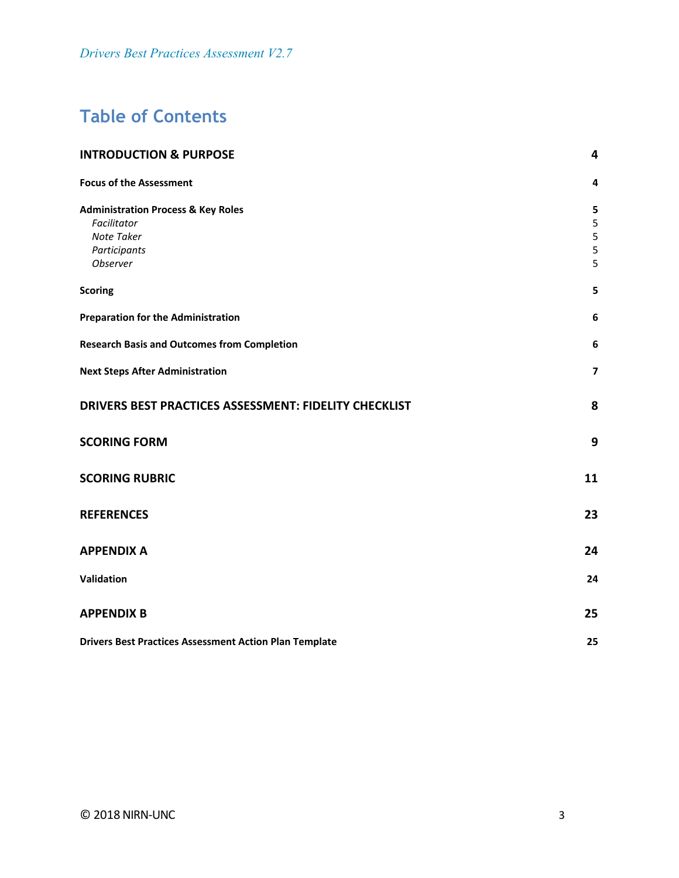# Table of Contents

| | |
|---|---|
| **INTRODUCTION & PURPOSE** | **4** |
| **Focus of the Assessment** | **4** |
| **Administration Process & Key Roles** | **5** |
| *Facilitator* | 5 |
| *Note Taker* | 5 |
| *Participants* | 5 |
| *Observer* | 5 |
| **Scoring** | **5** |
| **Preparation for the Administration** | **6** |
| **Research Basis and Outcomes from Completion** | **6** |
| **Next Steps After Administration** | **7** |
| **DRIVERS BEST PRACTICES ASSESSMENT: FIDELITY CHECKLIST** | **8** |
| **SCORING FORM** | **9** |
| **SCORING RUBRIC** | **11** |
| **REFERENCES** | **23** |
| **APPENDIX A** | **24** |
| **Validation** | **24** |
| **APPENDIX B** | **25** |
| **Drivers Best Practices Assessment Action Plan Template** | **25** |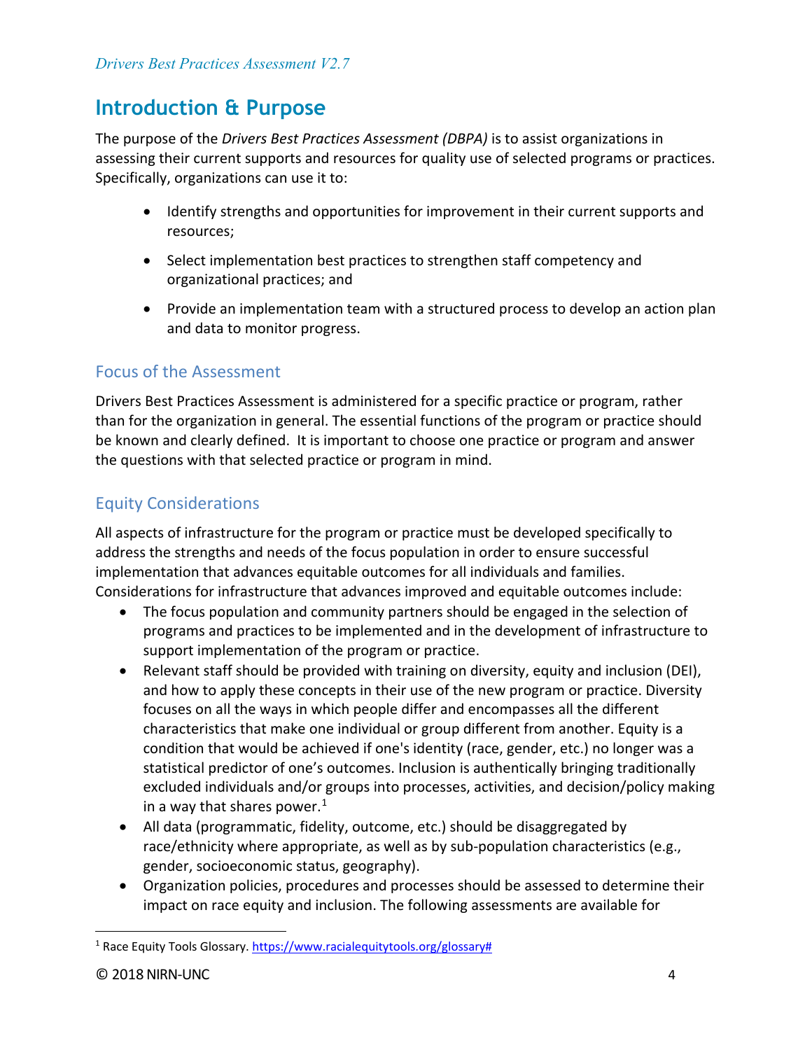## Introduction & Purpose

The purpose of the *Drivers Best Practices Assessment (DBPA)* is to assist organizations in assessing their current supports and resources for quality use of selected programs or practices. Specifically, organizations can use it to:

- Identify strengths and opportunities for improvement in their current supports and resources;
- Select implementation best practices to strengthen staff competency and organizational practices; and
- Provide an implementation team with a structured process to develop an action plan and data to monitor progress.

### Focus of the Assessment

Drivers Best Practices Assessment is administered for a specific practice or program, rather than for the organization in general. The essential functions of the program or practice should be known and clearly defined. It is important to choose one practice or program and answer the questions with that selected practice or program in mind.

### Equity Considerations

All aspects of infrastructure for the program or practice must be developed specifically to address the strengths and needs of the focus population in order to ensure successful implementation that advances equitable outcomes for all individuals and families. Considerations for infrastructure that advances improved and equitable outcomes include:

- The focus population and community partners should be engaged in the selection of programs and practices to be implemented and in the development of infrastructure to support implementation of the program or practice.
- Relevant staff should be provided with training on diversity, equity and inclusion (DEI), and how to apply these concepts in their use of the new program or practice. Diversity focuses on all the ways in which people differ and encompasses all the different characteristics that make one individual or group different from another. Equity is a condition that would be achieved if one's identity (race, gender, etc.) no longer was a statistical predictor of one's outcomes. Inclusion is authentically bringing traditionally excluded individuals and/or groups into processes, activities, and decision/policy making in a way that shares power.[1]
- All data (programmatic, fidelity, outcome, etc.) should be disaggregated by race/ethnicity where appropriate, as well as by sub-population characteristics (e.g., gender, socioeconomic status, geography).
- Organization policies, procedures and processes should be assessed to determine their impact on race equity and inclusion. The following assessments are available for

[1] Race Equity Tools Glossary. https://www.racialequitytools.org/glossary#

© 2018 NIRN-UNC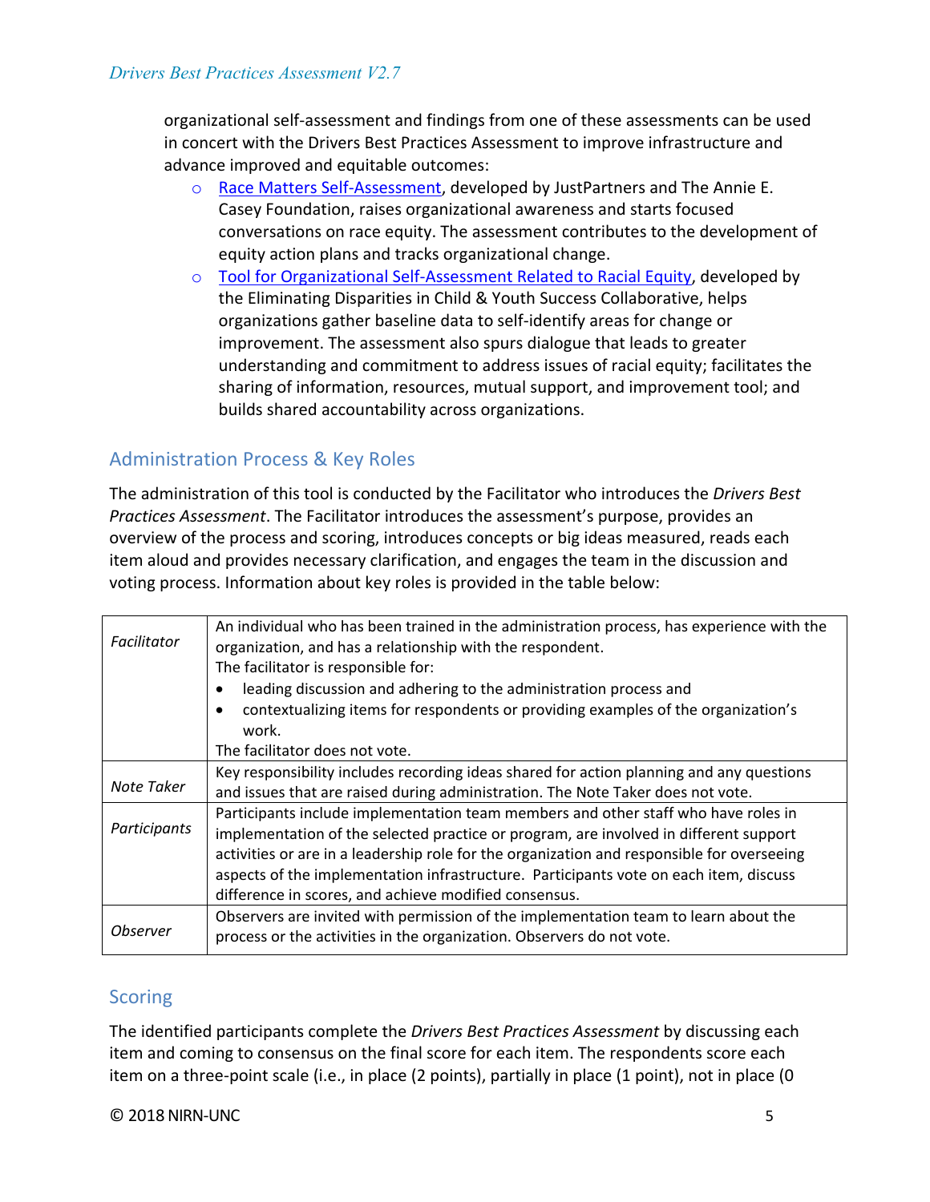organizational self-assessment and findings from one of these assessments can be used in concert with the Drivers Best Practices Assessment to improve infrastructure and advance improved and equitable outcomes:

- Race Matters Self-Assessment, developed by JustPartners and The Annie E. Casey Foundation, raises organizational awareness and starts focused conversations on race equity. The assessment contributes to the development of equity action plans and tracks organizational change.
- Tool for Organizational Self-Assessment Related to Racial Equity, developed by the Eliminating Disparities in Child & Youth Success Collaborative, helps organizations gather baseline data to self-identify areas for change or improvement. The assessment also spurs dialogue that leads to greater understanding and commitment to address issues of racial equity; facilitates the sharing of information, resources, mutual support, and improvement tool; and builds shared accountability across organizations.

## Administration Process & Key Roles

The administration of this tool is conducted by the Facilitator who introduces the *Drivers Best Practices Assessment*. The Facilitator introduces the assessment's purpose, provides an overview of the process and scoring, introduces concepts or big ideas measured, reads each item aloud and provides necessary clarification, and engages the team in the discussion and voting process. Information about key roles is provided in the table below:

| Role | Description |
|---|---|
| *Facilitator* | An individual who has been trained in the administration process, has experience with the organization, and has a relationship with the respondent.<br>The facilitator is responsible for:<br>• leading discussion and adhering to the administration process and<br>• contextualizing items for respondents or providing examples of the organization's work.<br>The facilitator does not vote. |
| *Note Taker* | Key responsibility includes recording ideas shared for action planning and any questions and issues that are raised during administration. The Note Taker does not vote. |
| *Participants* | Participants include implementation team members and other staff who have roles in implementation of the selected practice or program, are involved in different support activities or are in a leadership role for the organization and responsible for overseeing aspects of the implementation infrastructure. Participants vote on each item, discuss difference in scores, and achieve modified consensus. |
| *Observer* | Observers are invited with permission of the implementation team to learn about the process or the activities in the organization. Observers do not vote. |

## Scoring

The identified participants complete the *Drivers Best Practices Assessment* by discussing each item and coming to consensus on the final score for each item. The respondents score each item on a three-point scale (i.e., in place (2 points), partially in place (1 point), not in place (0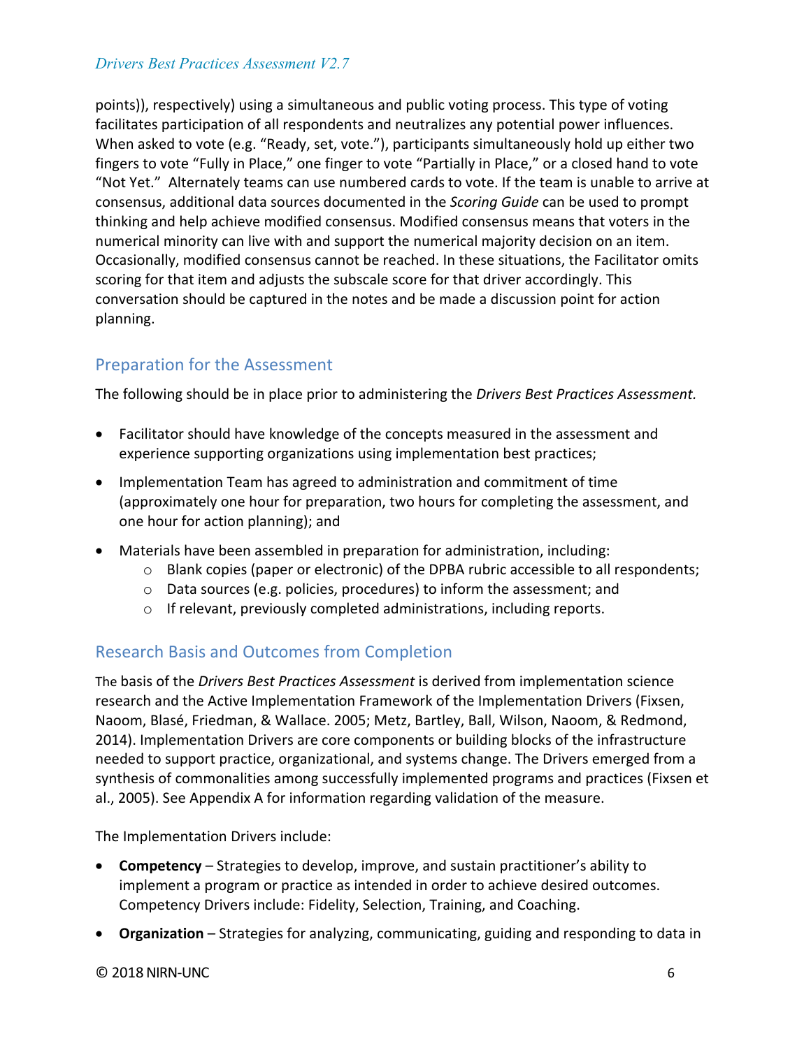points)), respectively) using a simultaneous and public voting process. This type of voting facilitates participation of all respondents and neutralizes any potential power influences. When asked to vote (e.g. "Ready, set, vote."), participants simultaneously hold up either two fingers to vote "Fully in Place," one finger to vote "Partially in Place," or a closed hand to vote "Not Yet." Alternately teams can use numbered cards to vote. If the team is unable to arrive at consensus, additional data sources documented in the *Scoring Guide* can be used to prompt thinking and help achieve modified consensus. Modified consensus means that voters in the numerical minority can live with and support the numerical majority decision on an item. Occasionally, modified consensus cannot be reached. In these situations, the Facilitator omits scoring for that item and adjusts the subscale score for that driver accordingly. This conversation should be captured in the notes and be made a discussion point for action planning.

## Preparation for the Assessment

The following should be in place prior to administering the *Drivers Best Practices Assessment.*

- Facilitator should have knowledge of the concepts measured in the assessment and experience supporting organizations using implementation best practices;
- Implementation Team has agreed to administration and commitment of time (approximately one hour for preparation, two hours for completing the assessment, and one hour for action planning); and
- Materials have been assembled in preparation for administration, including:
  - Blank copies (paper or electronic) of the DPBA rubric accessible to all respondents;
  - Data sources (e.g. policies, procedures) to inform the assessment; and
  - If relevant, previously completed administrations, including reports.

## Research Basis and Outcomes from Completion

The basis of the *Drivers Best Practices Assessment* is derived from implementation science research and the Active Implementation Framework of the Implementation Drivers (Fixsen, Naoom, Blasé, Friedman, & Wallace. 2005; Metz, Bartley, Ball, Wilson, Naoom, & Redmond, 2014). Implementation Drivers are core components or building blocks of the infrastructure needed to support practice, organizational, and systems change. The Drivers emerged from a synthesis of commonalities among successfully implemented programs and practices (Fixsen et al., 2005). See Appendix A for information regarding validation of the measure.

The Implementation Drivers include:

- **Competency** – Strategies to develop, improve, and sustain practitioner's ability to implement a program or practice as intended in order to achieve desired outcomes. Competency Drivers include: Fidelity, Selection, Training, and Coaching.
- **Organization** – Strategies for analyzing, communicating, guiding and responding to data in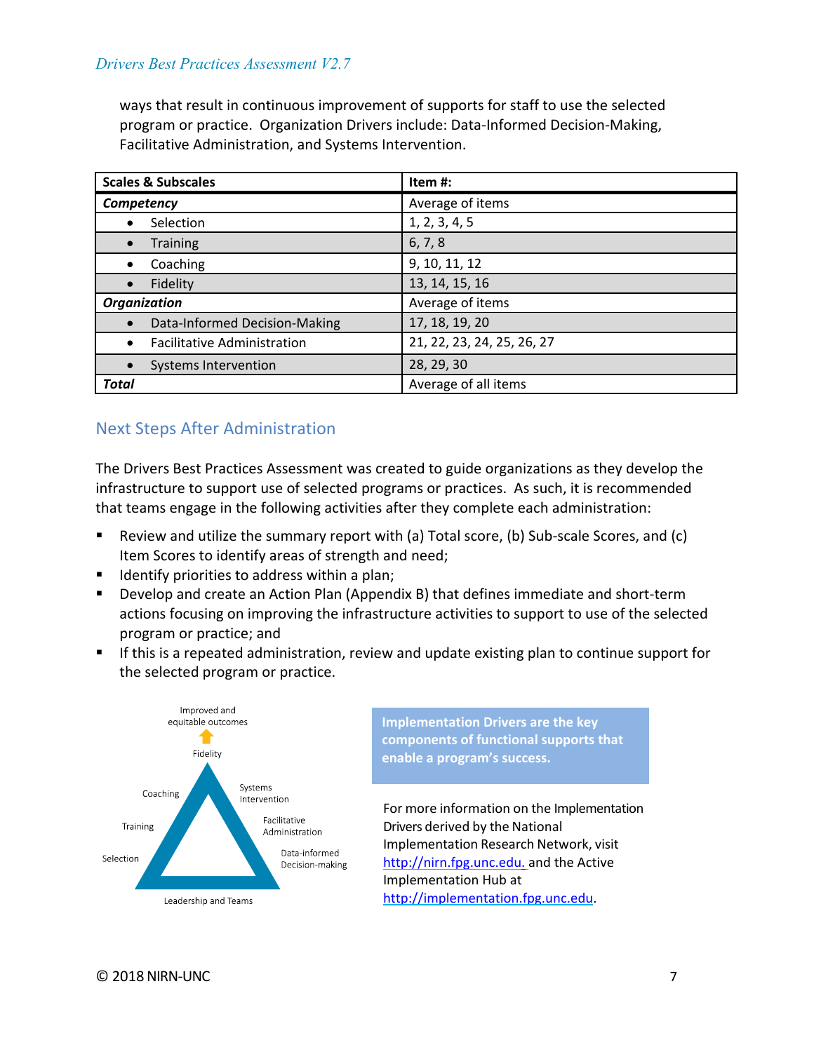ways that result in continuous improvement of supports for staff to use the selected program or practice. Organization Drivers include: Data-Informed Decision-Making, Facilitative Administration, and Systems Intervention.

| Scales & Subscales | Item #: |
|---|---|
| ***Competency*** | Average of items |
| • Selection | 1, 2, 3, 4, 5 |
| • Training | 6, 7, 8 |
| • Coaching | 9, 10, 11, 12 |
| • Fidelity | 13, 14, 15, 16 |
| ***Organization*** | Average of items |
| • Data-Informed Decision-Making | 17, 18, 19, 20 |
| • Facilitative Administration | 21, 22, 23, 24, 25, 26, 27 |
| • Systems Intervention | 28, 29, 30 |
| ***Total*** | Average of all items |

## Next Steps After Administration

The Drivers Best Practices Assessment was created to guide organizations as they develop the infrastructure to support use of selected programs or practices. As such, it is recommended that teams engage in the following activities after they complete each administration:

- Review and utilize the summary report with (a) Total score, (b) Sub-scale Scores, and (c) Item Scores to identify areas of strength and need;
- Identify priorities to address within a plan;
- Develop and create an Action Plan (Appendix B) that defines immediate and short-term actions focusing on improving the infrastructure activities to support to use of the selected program or practice; and
- If this is a repeated administration, review and update existing plan to continue support for the selected program or practice.

Improved and equitable outcomes

Fidelity

Coaching

Training

Selection

Systems Intervention

Facilitative Administration

Data-informed Decision-making

Leadership and Teams

**Implementation Drivers are the key components of functional supports that enable a program's success.**

For more information on the Implementation Drivers derived by the National Implementation Research Network, visit http://nirn.fpg.unc.edu. and the Active Implementation Hub at http://implementation.fpg.unc.edu.

© 2018 NIRN-UNC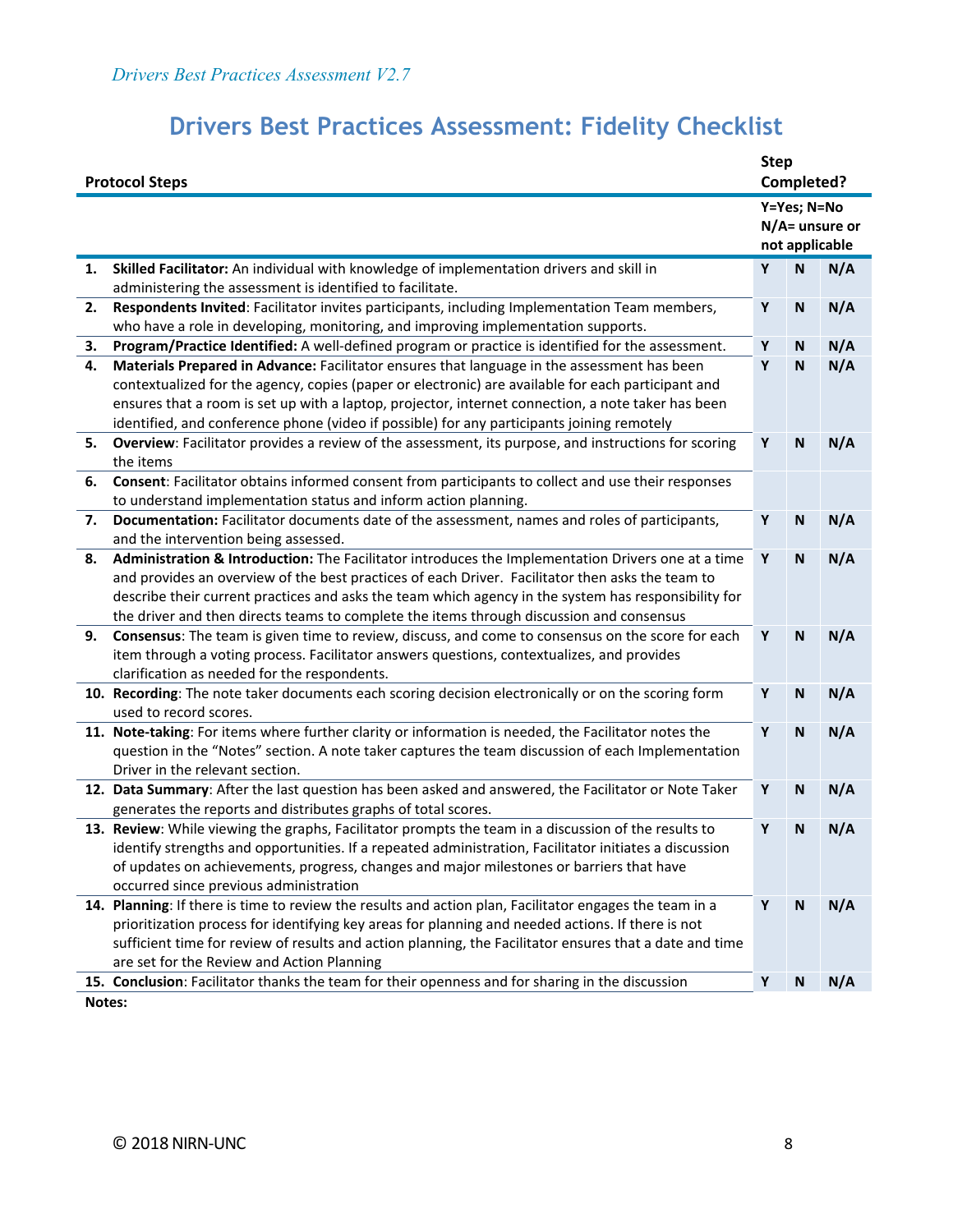# Drivers Best Practices Assessment: Fidelity Checklist

| Protocol Steps | Step Completed? | | |
|---|---|---|---|
| | Y=Yes; N=No N/A= unsure or not applicable | | |
| **1. Skilled Facilitator:** An individual with knowledge of implementation drivers and skill in administering the assessment is identified to facilitate. | Y | N | N/A |
| **2. Respondents Invited**: Facilitator invites participants, including Implementation Team members, who have a role in developing, monitoring, and improving implementation supports. | Y | N | N/A |
| **3. Program/Practice Identified:** A well-defined program or practice is identified for the assessment. | Y | N | N/A |
| **4. Materials Prepared in Advance:** Facilitator ensures that language in the assessment has been contextualized for the agency, copies (paper or electronic) are available for each participant and ensures that a room is set up with a laptop, projector, internet connection, a note taker has been identified, and conference phone (video if possible) for any participants joining remotely | Y | N | N/A |
| **5. Overview**: Facilitator provides a review of the assessment, its purpose, and instructions for scoring the items | Y | N | N/A |
| **6. Consent**: Facilitator obtains informed consent from participants to collect and use their responses to understand implementation status and inform action planning. | | | |
| **7. Documentation:** Facilitator documents date of the assessment, names and roles of participants, and the intervention being assessed. | Y | N | N/A |
| **8. Administration & Introduction:** The Facilitator introduces the Implementation Drivers one at a time and provides an overview of the best practices of each Driver. Facilitator then asks the team to describe their current practices and asks the team which agency in the system has responsibility for the driver and then directs teams to complete the items through discussion and consensus | Y | N | N/A |
| **9. Consensus**: The team is given time to review, discuss, and come to consensus on the score for each item through a voting process. Facilitator answers questions, contextualizes, and provides clarification as needed for the respondents. | Y | N | N/A |
| **10. Recording**: The note taker documents each scoring decision electronically or on the scoring form used to record scores. | Y | N | N/A |
| **11. Note-taking**: For items where further clarity or information is needed, the Facilitator notes the question in the "Notes" section. A note taker captures the team discussion of each Implementation Driver in the relevant section. | Y | N | N/A |
| **12. Data Summary**: After the last question has been asked and answered, the Facilitator or Note Taker generates the reports and distributes graphs of total scores. | Y | N | N/A |
| **13. Review**: While viewing the graphs, Facilitator prompts the team in a discussion of the results to identify strengths and opportunities. If a repeated administration, Facilitator initiates a discussion of updates on achievements, progress, changes and major milestones or barriers that have occurred since previous administration | Y | N | N/A |
| **14. Planning**: If there is time to review the results and action plan, Facilitator engages the team in a prioritization process for identifying key areas for planning and needed actions. If there is not sufficient time for review of results and action planning, the Facilitator ensures that a date and time are set for the Review and Action Planning | Y | N | N/A |
| **15. Conclusion**: Facilitator thanks the team for their openness and for sharing in the discussion | Y | N | N/A |

**Notes:**

© 2018 NIRN-UNC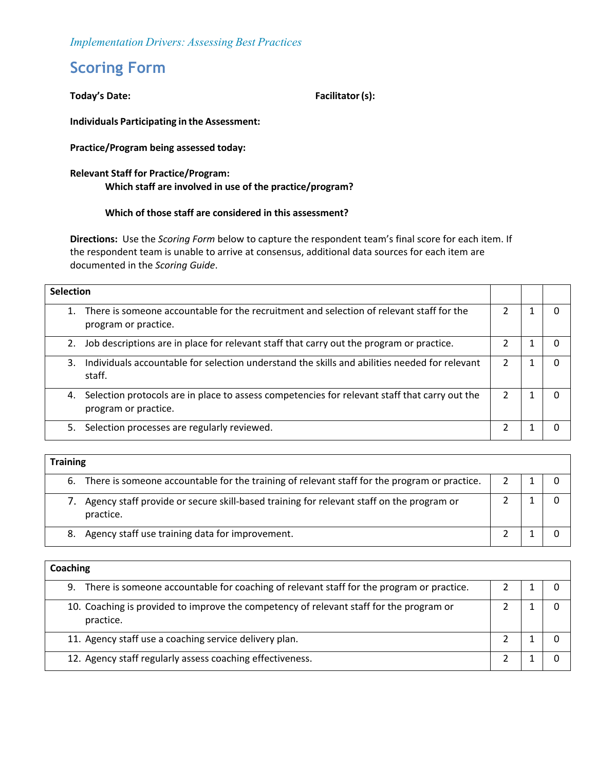*Implementation Drivers: Assessing Best Practices*

## Scoring Form

**Today's Date:** **Facilitator (s):**

**Individuals Participating in the Assessment:**

**Practice/Program being assessed today:**

**Relevant Staff for Practice/Program:**

**Which staff are involved in use of the practice/program?**

**Which of those staff are considered in this assessment?**

**Directions:** Use the *Scoring Form* below to capture the respondent team's final score for each item. If the respondent team is unable to arrive at consensus, additional data sources for each item are documented in the *Scoring Guide*.

| **Selection** | | | |
|---|---|---|---|
| 1. There is someone accountable for the recruitment and selection of relevant staff for the program or practice. | 2 | 1 | 0 |
| 2. Job descriptions are in place for relevant staff that carry out the program or practice. | 2 | 1 | 0 |
| 3. Individuals accountable for selection understand the skills and abilities needed for relevant staff. | 2 | 1 | 0 |
| 4. Selection protocols are in place to assess competencies for relevant staff that carry out the program or practice. | 2 | 1 | 0 |
| 5. Selection processes are regularly reviewed. | 2 | 1 | 0 |

| **Training** | | | |
|---|---|---|---|
| 6. There is someone accountable for the training of relevant staff for the program or practice. | 2 | 1 | 0 |
| 7. Agency staff provide or secure skill-based training for relevant staff on the program or practice. | 2 | 1 | 0 |
| 8. Agency staff use training data for improvement. | 2 | 1 | 0 |

| **Coaching** | | | |
|---|---|---|---|
| 9. There is someone accountable for coaching of relevant staff for the program or practice. | 2 | 1 | 0 |
| 10. Coaching is provided to improve the competency of relevant staff for the program or practice. | 2 | 1 | 0 |
| 11. Agency staff use a coaching service delivery plan. | 2 | 1 | 0 |
| 12. Agency staff regularly assess coaching effectiveness. | 2 | 1 | 0 |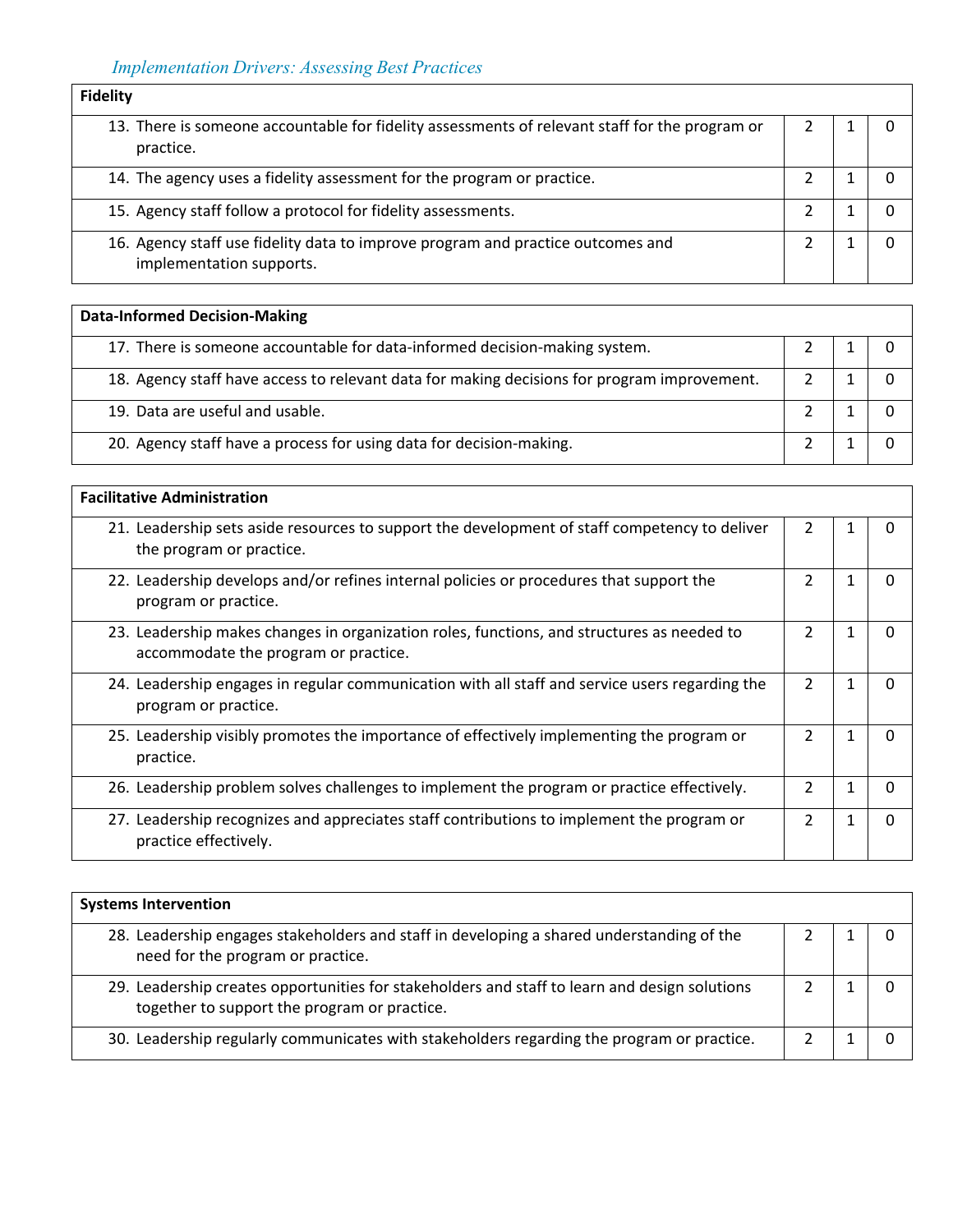*Implementation Drivers: Assessing Best Practices*

| Fidelity | | | |
|---|---|---|---|
| 13. There is someone accountable for fidelity assessments of relevant staff for the program or practice. | 2 | 1 | 0 |
| 14. The agency uses a fidelity assessment for the program or practice. | 2 | 1 | 0 |
| 15. Agency staff follow a protocol for fidelity assessments. | 2 | 1 | 0 |
| 16. Agency staff use fidelity data to improve program and practice outcomes and implementation supports. | 2 | 1 | 0 |

| Data-Informed Decision-Making | | | |
|---|---|---|---|
| 17. There is someone accountable for data-informed decision-making system. | 2 | 1 | 0 |
| 18. Agency staff have access to relevant data for making decisions for program improvement. | 2 | 1 | 0 |
| 19. Data are useful and usable. | 2 | 1 | 0 |
| 20. Agency staff have a process for using data for decision-making. | 2 | 1 | 0 |

| Facilitative Administration | | | |
|---|---|---|---|
| 21. Leadership sets aside resources to support the development of staff competency to deliver the program or practice. | 2 | 1 | 0 |
| 22. Leadership develops and/or refines internal policies or procedures that support the program or practice. | 2 | 1 | 0 |
| 23. Leadership makes changes in organization roles, functions, and structures as needed to accommodate the program or practice. | 2 | 1 | 0 |
| 24. Leadership engages in regular communication with all staff and service users regarding the program or practice. | 2 | 1 | 0 |
| 25. Leadership visibly promotes the importance of effectively implementing the program or practice. | 2 | 1 | 0 |
| 26. Leadership problem solves challenges to implement the program or practice effectively. | 2 | 1 | 0 |
| 27. Leadership recognizes and appreciates staff contributions to implement the program or practice effectively. | 2 | 1 | 0 |

| Systems Intervention | | | |
|---|---|---|---|
| 28. Leadership engages stakeholders and staff in developing a shared understanding of the need for the program or practice. | 2 | 1 | 0 |
| 29. Leadership creates opportunities for stakeholders and staff to learn and design solutions together to support the program or practice. | 2 | 1 | 0 |
| 30. Leadership regularly communicates with stakeholders regarding the program or practice. | 2 | 1 | 0 |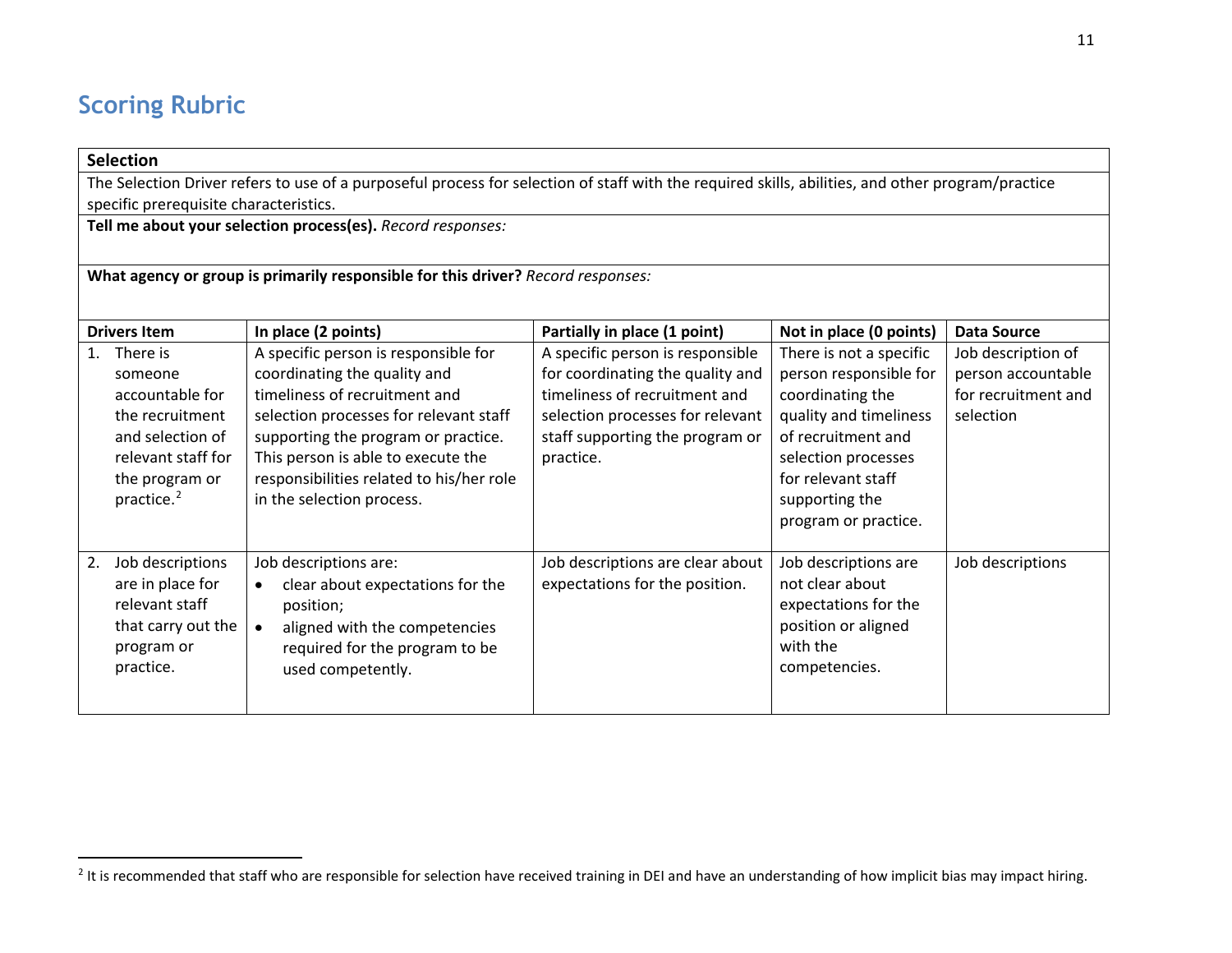## Scoring Rubric

**Selection**

The Selection Driver refers to use of a purposeful process for selection of staff with the required skills, abilities, and other program/practice specific prerequisite characteristics.

**Tell me about your selection process(es).** *Record responses:*

**What agency or group is primarily responsible for this driver?** *Record responses:*

| Drivers Item | In place (2 points) | Partially in place (1 point) | Not in place (0 points) | Data Source |
|---|---|---|---|---|
| 1. There is someone accountable for the recruitment and selection of relevant staff for the program or practice.[2] | A specific person is responsible for coordinating the quality and timeliness of recruitment and selection processes for relevant staff supporting the program or practice. This person is able to execute the responsibilities related to his/her role in the selection process. | A specific person is responsible for coordinating the quality and timeliness of recruitment and selection processes for relevant staff supporting the program or practice. | There is not a specific person responsible for coordinating the quality and timeliness of recruitment and selection processes for relevant staff supporting the program or practice. | Job description of person accountable for recruitment and selection |
| 2. Job descriptions are in place for relevant staff that carry out the program or practice. | Job descriptions are:<br>• clear about expectations for the position;<br>• aligned with the competencies required for the program to be used competently. | Job descriptions are clear about expectations for the position. | Job descriptions are not clear about expectations for the position or aligned with the competencies. | Job descriptions |

[2] It is recommended that staff who are responsible for selection have received training in DEI and have an understanding of how implicit bias may impact hiring.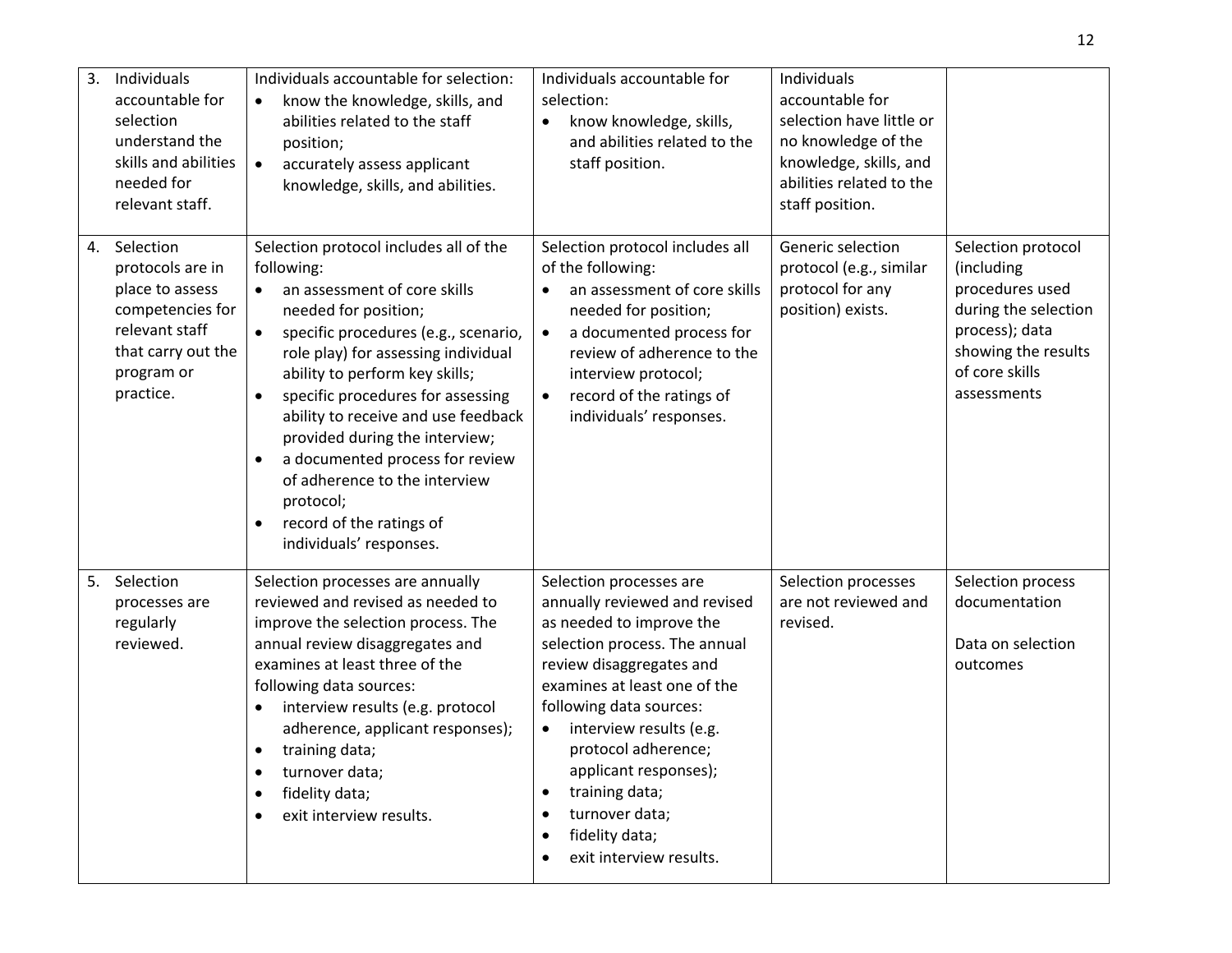| | | | | |
|---|---|---|---|---|
| 3. Individuals accountable for selection understand the skills and abilities needed for relevant staff. | Individuals accountable for selection:<br>• know the knowledge, skills, and abilities related to the staff position;<br>• accurately assess applicant knowledge, skills, and abilities. | Individuals accountable for selection:<br>• know knowledge, skills, and abilities related to the staff position. | Individuals accountable for selection have little or no knowledge of the knowledge, skills, and abilities related to the staff position. | |
| 4. Selection protocols are in place to assess competencies for relevant staff that carry out the program or practice. | Selection protocol includes all of the following:<br>• an assessment of core skills needed for position;<br>• specific procedures (e.g., scenario, role play) for assessing individual ability to perform key skills;<br>• specific procedures for assessing ability to receive and use feedback provided during the interview;<br>• a documented process for review of adherence to the interview protocol;<br>• record of the ratings of individuals' responses. | Selection protocol includes all of the following:<br>• an assessment of core skills needed for position;<br>• a documented process for review of adherence to the interview protocol;<br>• record of the ratings of individuals' responses. | Generic selection protocol (e.g., similar protocol for any position) exists. | Selection protocol (including procedures used during the selection process); data showing the results of core skills assessments |
| 5. Selection processes are regularly reviewed. | Selection processes are annually reviewed and revised as needed to improve the selection process. The annual review disaggregates and examines at least three of the following data sources:<br>• interview results (e.g. protocol adherence, applicant responses);<br>• training data;<br>• turnover data;<br>• fidelity data;<br>• exit interview results. | Selection processes are annually reviewed and revised as needed to improve the selection process. The annual review disaggregates and examines at least one of the following data sources:<br>• interview results (e.g. protocol adherence; applicant responses);<br>• training data;<br>• turnover data;<br>• fidelity data;<br>• exit interview results. | Selection processes are not reviewed and revised. | Selection process documentation<br><br>Data on selection outcomes |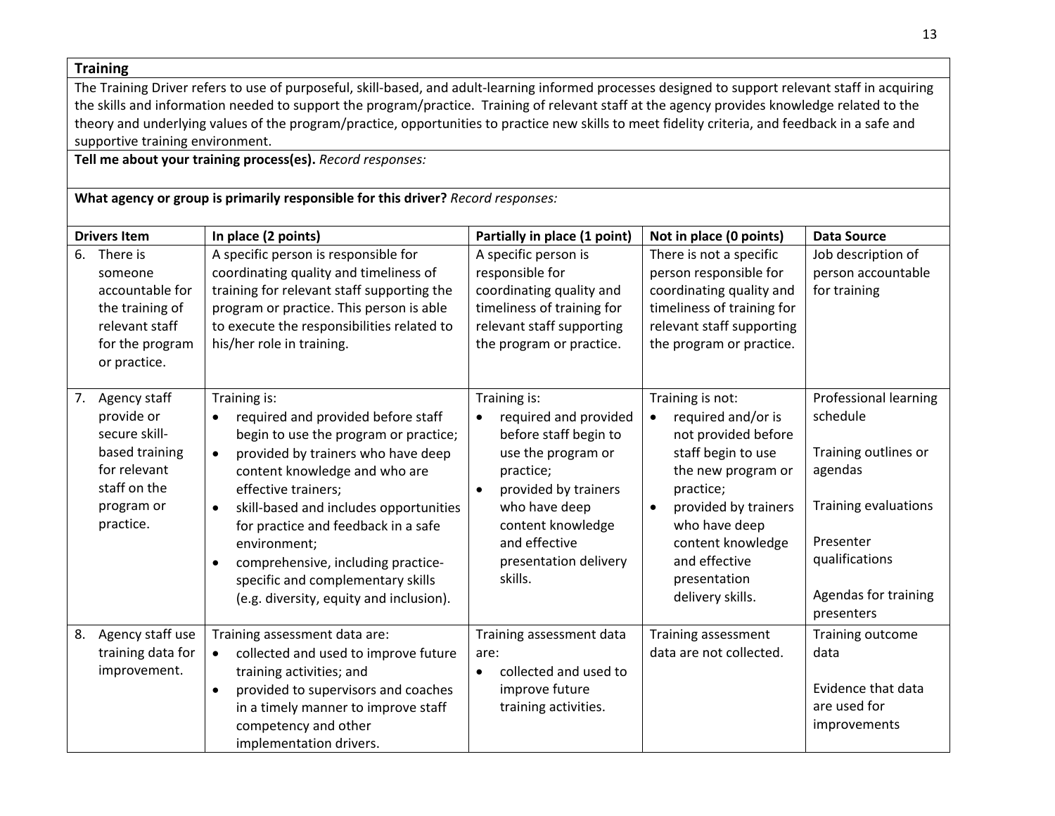**Training**

The Training Driver refers to use of purposeful, skill-based, and adult-learning informed processes designed to support relevant staff in acquiring the skills and information needed to support the program/practice. Training of relevant staff at the agency provides knowledge related to the theory and underlying values of the program/practice, opportunities to practice new skills to meet fidelity criteria, and feedback in a safe and supportive training environment.

**Tell me about your training process(es).** *Record responses:*

**What agency or group is primarily responsible for this driver?** *Record responses:*

| Drivers Item | In place (2 points) | Partially in place (1 point) | Not in place (0 points) | Data Source |
|---|---|---|---|---|
| 6. There is someone accountable for the training of relevant staff for the program or practice. | A specific person is responsible for coordinating quality and timeliness of training for relevant staff supporting the program or practice. This person is able to execute the responsibilities related to his/her role in training. | A specific person is responsible for coordinating quality and timeliness of training for relevant staff supporting the program or practice. | There is not a specific person responsible for coordinating quality and timeliness of training for relevant staff supporting the program or practice. | Job description of person accountable for training |
| 7. Agency staff provide or secure skill-based training for relevant staff on the program or practice. | Training is: <br>• required and provided before staff begin to use the program or practice; <br>• provided by trainers who have deep content knowledge and who are effective trainers; <br>• skill-based and includes opportunities for practice and feedback in a safe environment; <br>• comprehensive, including practice-specific and complementary skills (e.g. diversity, equity and inclusion). | Training is: <br>• required and provided before staff begin to use the program or practice; <br>• provided by trainers who have deep content knowledge and effective presentation delivery skills. | Training is not: <br>• required and/or is not provided before staff begin to use the new program or practice; <br>• provided by trainers who have deep content knowledge and effective presentation delivery skills. | Professional learning schedule <br><br>Training outlines or agendas <br><br>Training evaluations <br><br>Presenter qualifications <br><br>Agendas for training presenters |
| 8. Agency staff use training data for improvement. | Training assessment data are: <br>• collected and used to improve future training activities; and <br>• provided to supervisors and coaches in a timely manner to improve staff competency and other implementation drivers. | Training assessment data are: <br>• collected and used to improve future training activities. | Training assessment data are not collected. | Training outcome data <br><br>Evidence that data are used for improvements |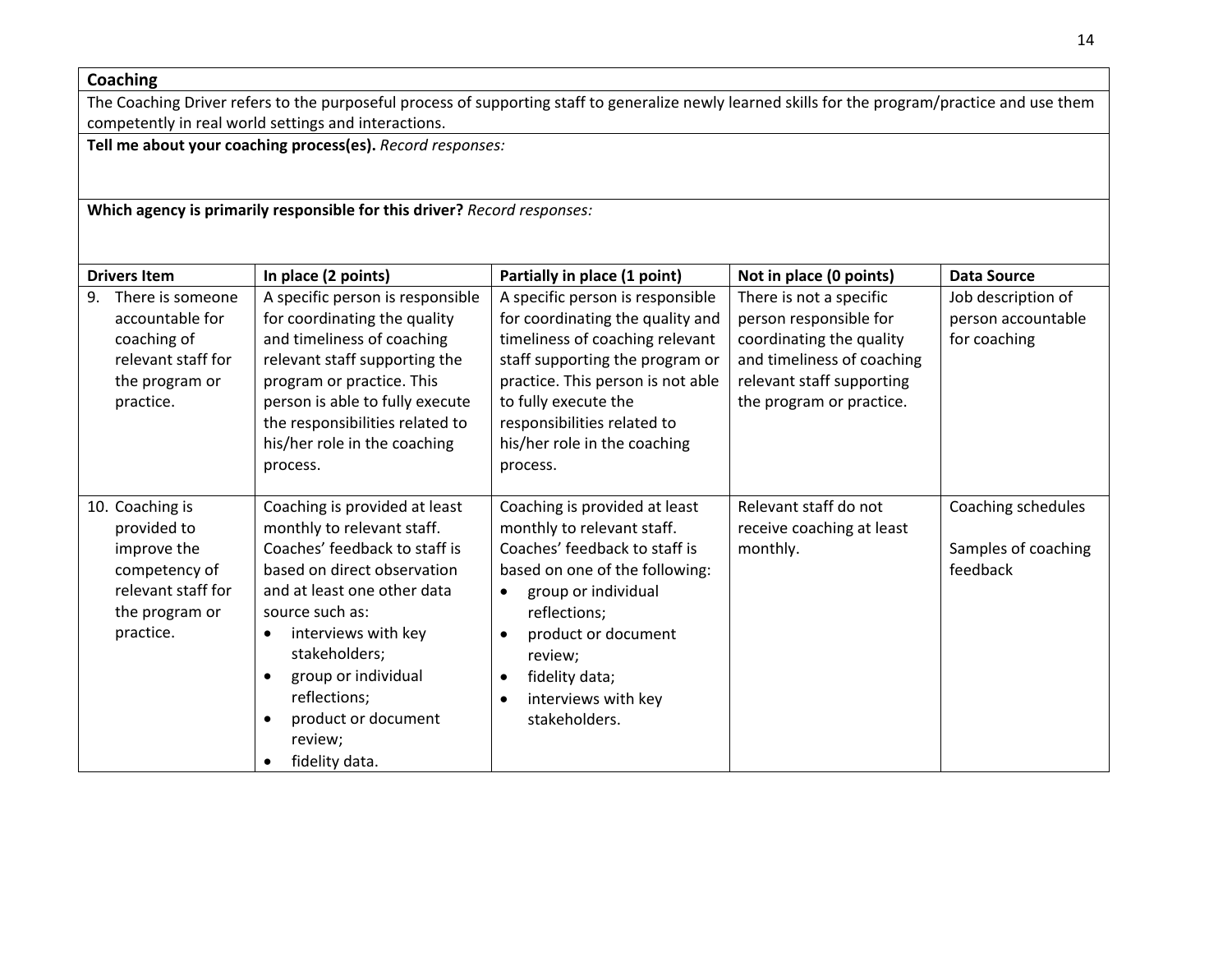**Coaching**

The Coaching Driver refers to the purposeful process of supporting staff to generalize newly learned skills for the program/practice and use them competently in real world settings and interactions.

**Tell me about your coaching process(es).** *Record responses:*

**Which agency is primarily responsible for this driver?** *Record responses:*

| Drivers Item | In place (2 points) | Partially in place (1 point) | Not in place (0 points) | Data Source |
|---|---|---|---|---|
| 9. There is someone accountable for coaching of relevant staff for the program or practice. | A specific person is responsible for coordinating the quality and timeliness of coaching relevant staff supporting the program or practice. This person is able to fully execute the responsibilities related to his/her role in the coaching process. | A specific person is responsible for coordinating the quality and timeliness of coaching relevant staff supporting the program or practice. This person is not able to fully execute the responsibilities related to his/her role in the coaching process. | There is not a specific person responsible for coordinating the quality and timeliness of coaching relevant staff supporting the program or practice. | Job description of person accountable for coaching |
| 10. Coaching is provided to improve the competency of relevant staff for the program or practice. | Coaching is provided at least monthly to relevant staff. Coaches' feedback to staff is based on direct observation and at least one other data source such as: <br>• interviews with key stakeholders; <br>• group or individual reflections; <br>• product or document review; <br>• fidelity data. | Coaching is provided at least monthly to relevant staff. Coaches' feedback to staff is based on one of the following: <br>• group or individual reflections; <br>• product or document review; <br>• fidelity data; <br>• interviews with key stakeholders. | Relevant staff do not receive coaching at least monthly. | Coaching schedules <br><br>Samples of coaching feedback |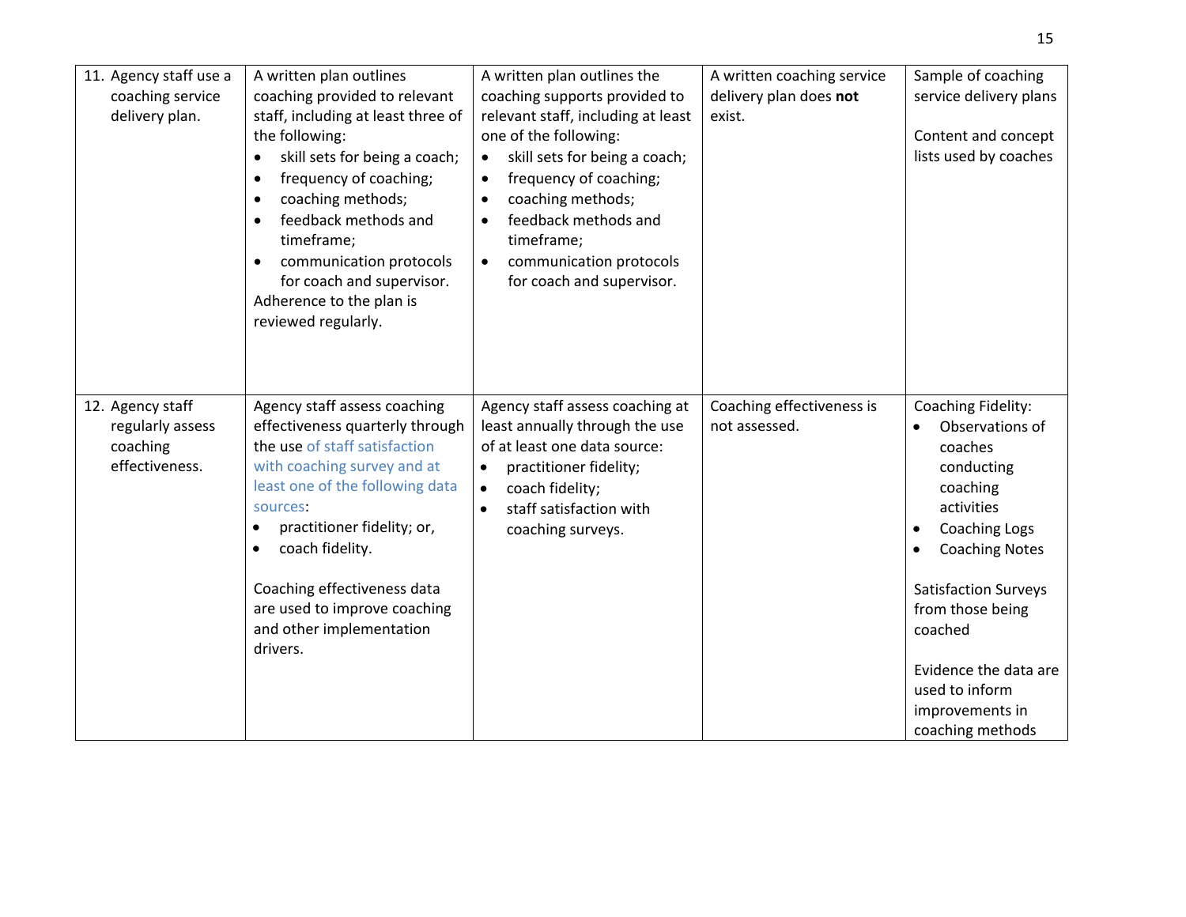| | | | | |
|---|---|---|---|---|
| 11. Agency staff use a coaching service delivery plan. | A written plan outlines coaching provided to relevant staff, including at least three of the following:<br>• skill sets for being a coach;<br>• frequency of coaching;<br>• coaching methods;<br>• feedback methods and timeframe;<br>• communication protocols for coach and supervisor.<br>Adherence to the plan is reviewed regularly. | A written plan outlines the coaching supports provided to relevant staff, including at least one of the following:<br>• skill sets for being a coach;<br>• frequency of coaching;<br>• coaching methods;<br>• feedback methods and timeframe;<br>• communication protocols for coach and supervisor. | A written coaching service delivery plan does **not** exist. | Sample of coaching service delivery plans<br><br>Content and concept lists used by coaches |
| 12. Agency staff regularly assess coaching effectiveness. | Agency staff assess coaching effectiveness quarterly through the use of staff satisfaction with coaching survey and at least one of the following data sources:<br>• practitioner fidelity; or,<br>• coach fidelity.<br><br>Coaching effectiveness data are used to improve coaching and other implementation drivers. | Agency staff assess coaching at least annually through the use of at least one data source:<br>• practitioner fidelity;<br>• coach fidelity;<br>• staff satisfaction with coaching surveys. | Coaching effectiveness is not assessed. | Coaching Fidelity:<br>• Observations of coaches conducting coaching activities<br>• Coaching Logs<br>• Coaching Notes<br><br>Satisfaction Surveys from those being coached<br><br>Evidence the data are used to inform improvements in coaching methods |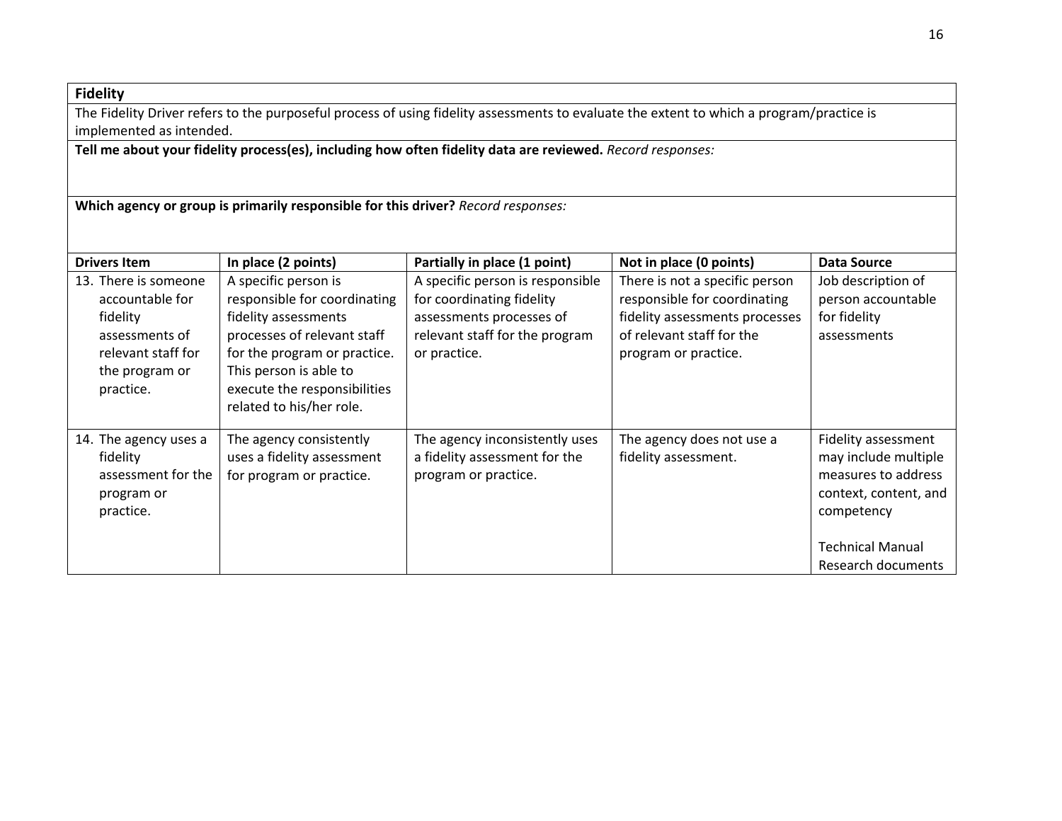## Fidelity

The Fidelity Driver refers to the purposeful process of using fidelity assessments to evaluate the extent to which a program/practice is implemented as intended.

**Tell me about your fidelity process(es), including how often fidelity data are reviewed.** *Record responses:*

**Which agency or group is primarily responsible for this driver?** *Record responses:*

| Drivers Item | In place (2 points) | Partially in place (1 point) | Not in place (0 points) | Data Source |
|---|---|---|---|---|
| 13. There is someone accountable for fidelity assessments of relevant staff for the program or practice. | A specific person is responsible for coordinating fidelity assessments processes of relevant staff for the program or practice. This person is able to execute the responsibilities related to his/her role. | A specific person is responsible for coordinating fidelity assessments processes of relevant staff for the program or practice. | There is not a specific person responsible for coordinating fidelity assessments processes of relevant staff for the program or practice. | Job description of person accountable for fidelity assessments |
| 14. The agency uses a fidelity assessment for the program or practice. | The agency consistently uses a fidelity assessment for program or practice. | The agency inconsistently uses a fidelity assessment for the program or practice. | The agency does not use a fidelity assessment. | Fidelity assessment may include multiple measures to address context, content, and competency<br><br>Technical Manual Research documents |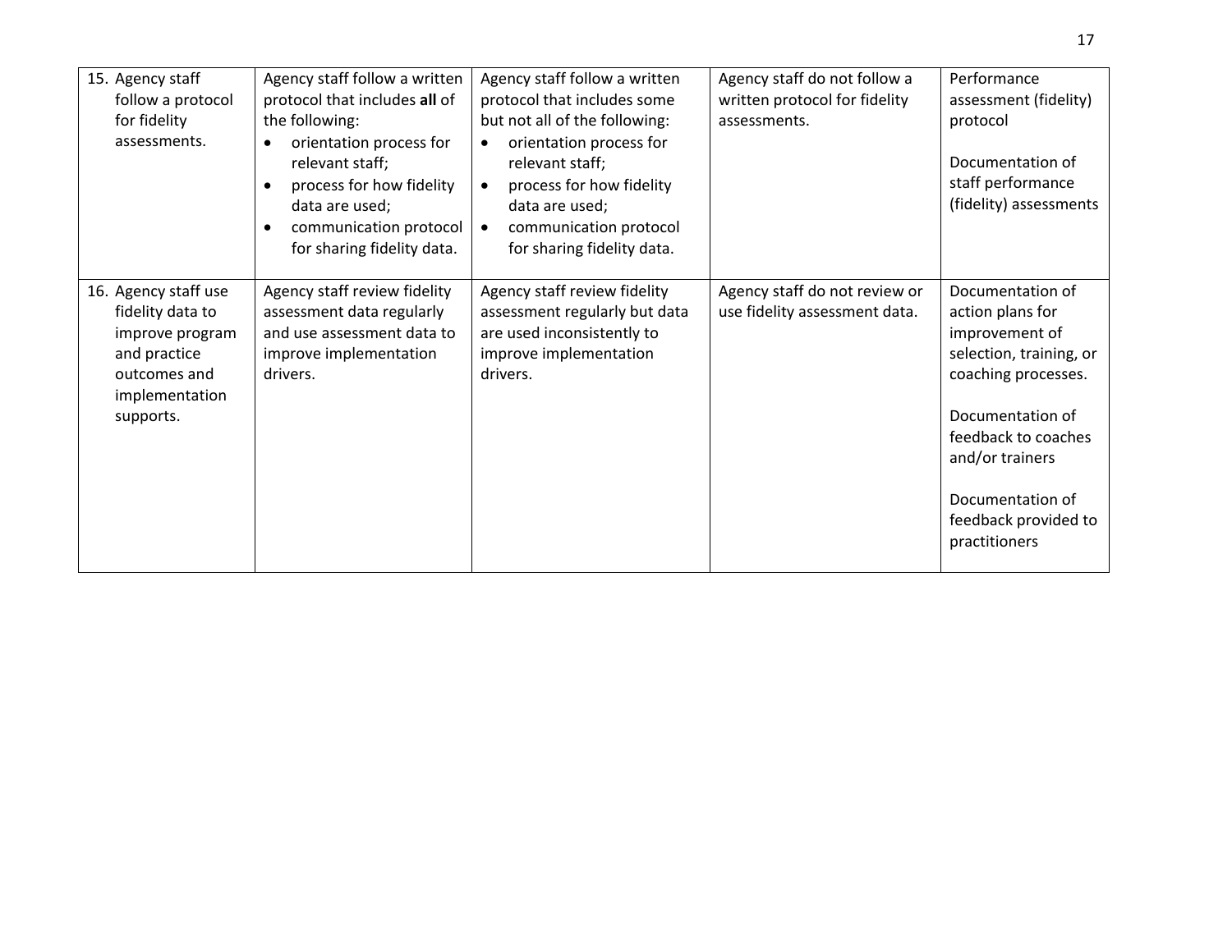| 15. Agency staff follow a protocol for fidelity assessments. | Agency staff follow a written protocol that includes **all** of the following: <br>• orientation process for relevant staff; <br>• process for how fidelity data are used; <br>• communication protocol for sharing fidelity data. | Agency staff follow a written protocol that includes some but not all of the following: <br>• orientation process for relevant staff; <br>• process for how fidelity data are used; <br>• communication protocol for sharing fidelity data. | Agency staff do not follow a written protocol for fidelity assessments. | Performance assessment (fidelity) protocol <br><br> Documentation of staff performance (fidelity) assessments |
|---|---|---|---|---|
| 16. Agency staff use fidelity data to improve program and practice outcomes and implementation supports. | Agency staff review fidelity assessment data regularly and use assessment data to improve implementation drivers. | Agency staff review fidelity assessment regularly but data are used inconsistently to improve implementation drivers. | Agency staff do not review or use fidelity assessment data. | Documentation of action plans for improvement of selection, training, or coaching processes. <br><br> Documentation of feedback to coaches and/or trainers <br><br> Documentation of feedback provided to practitioners |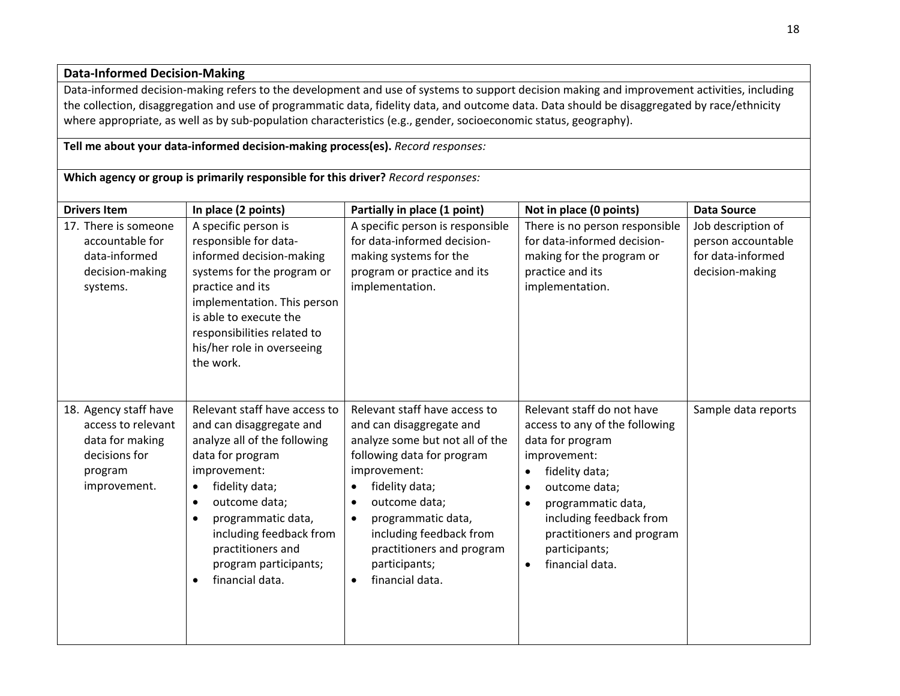**Data-Informed Decision-Making**

Data-informed decision-making refers to the development and use of systems to support decision making and improvement activities, including the collection, disaggregation and use of programmatic data, fidelity data, and outcome data. Data should be disaggregated by race/ethnicity where appropriate, as well as by sub-population characteristics (e.g., gender, socioeconomic status, geography).

**Tell me about your data-informed decision-making process(es).** *Record responses:*

**Which agency or group is primarily responsible for this driver?** *Record responses:*

| Drivers Item | In place (2 points) | Partially in place (1 point) | Not in place (0 points) | Data Source |
|---|---|---|---|---|
| 17. There is someone accountable for data-informed decision-making systems. | A specific person is responsible for data-informed decision-making systems for the program or practice and its implementation. This person is able to execute the responsibilities related to his/her role in overseeing the work. | A specific person is responsible for data-informed decision-making systems for the program or practice and its implementation. | There is no person responsible for data-informed decision-making for the program or practice and its implementation. | Job description of person accountable for data-informed decision-making |
| 18. Agency staff have access to relevant data for making decisions for program improvement. | Relevant staff have access to and can disaggregate and analyze all of the following data for program improvement: <br>• fidelity data; <br>• outcome data; <br>• programmatic data, including feedback from practitioners and program participants; <br>• financial data. | Relevant staff have access to and can disaggregate and analyze some but not all of the following data for program improvement: <br>• fidelity data; <br>• outcome data; <br>• programmatic data, including feedback from practitioners and program participants; <br>• financial data. | Relevant staff do not have access to any of the following data for program improvement: <br>• fidelity data; <br>• outcome data; <br>• programmatic data, including feedback from practitioners and program participants; <br>• financial data. | Sample data reports |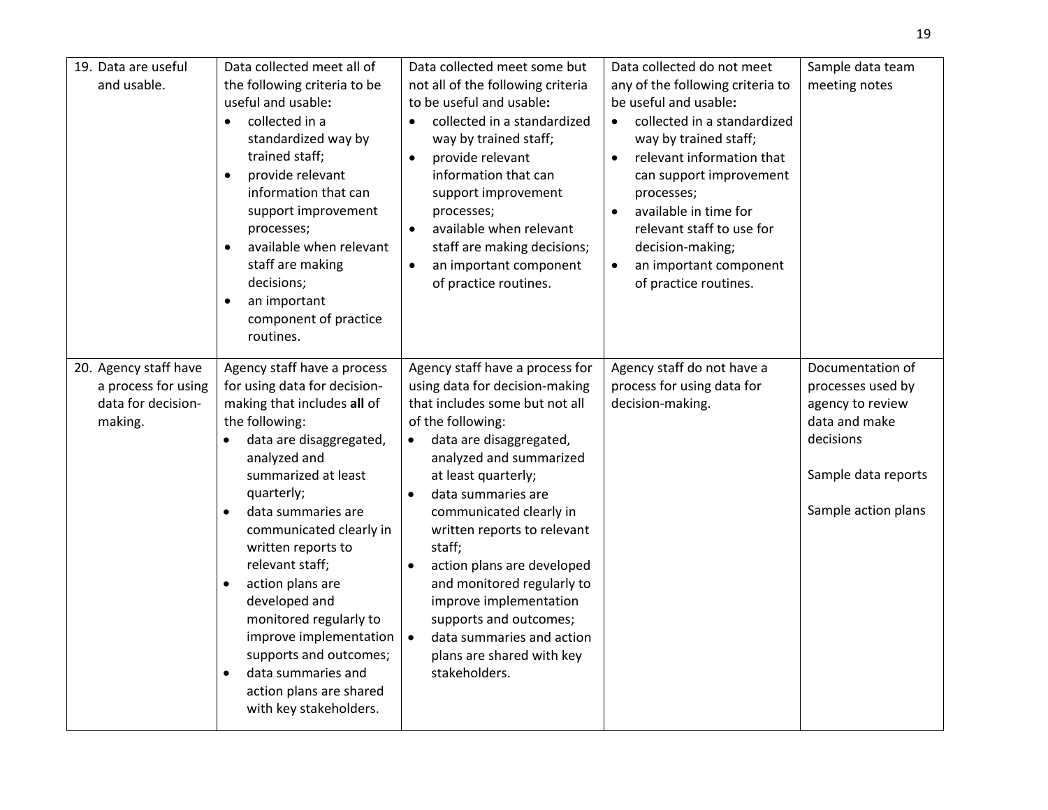| | | | | |
|---|---|---|---|---|
| 19. Data are useful and usable. | Data collected meet all of the following criteria to be useful and usable**:**<br>• collected in a standardized way by trained staff;<br>• provide relevant information that can support improvement processes;<br>• available when relevant staff are making decisions;<br>• an important component of practice routines. | Data collected meet some but not all of the following criteria to be useful and usable**:**<br>• collected in a standardized way by trained staff;<br>• provide relevant information that can support improvement processes;<br>• available when relevant staff are making decisions;<br>• an important component of practice routines. | Data collected do not meet any of the following criteria to be useful and usable**:**<br>• collected in a standardized way by trained staff;<br>• relevant information that can support improvement processes;<br>• available in time for relevant staff to use for decision-making;<br>• an important component of practice routines. | Sample data team meeting notes |
| 20. Agency staff have a process for using data for decision-making. | Agency staff have a process for using data for decision-making that includes **all** of the following:<br>• data are disaggregated, analyzed and summarized at least quarterly;<br>• data summaries are communicated clearly in written reports to relevant staff;<br>• action plans are developed and monitored regularly to improve implementation supports and outcomes;<br>• data summaries and action plans are shared with key stakeholders. | Agency staff have a process for using data for decision-making that includes some but not all of the following:<br>• data are disaggregated, analyzed and summarized at least quarterly;<br>• data summaries are communicated clearly in written reports to relevant staff;<br>• action plans are developed and monitored regularly to improve implementation supports and outcomes;<br>• data summaries and action plans are shared with key stakeholders. | Agency staff do not have a process for using data for decision-making. | Documentation of processes used by agency to review data and make decisions<br><br>Sample data reports<br><br>Sample action plans |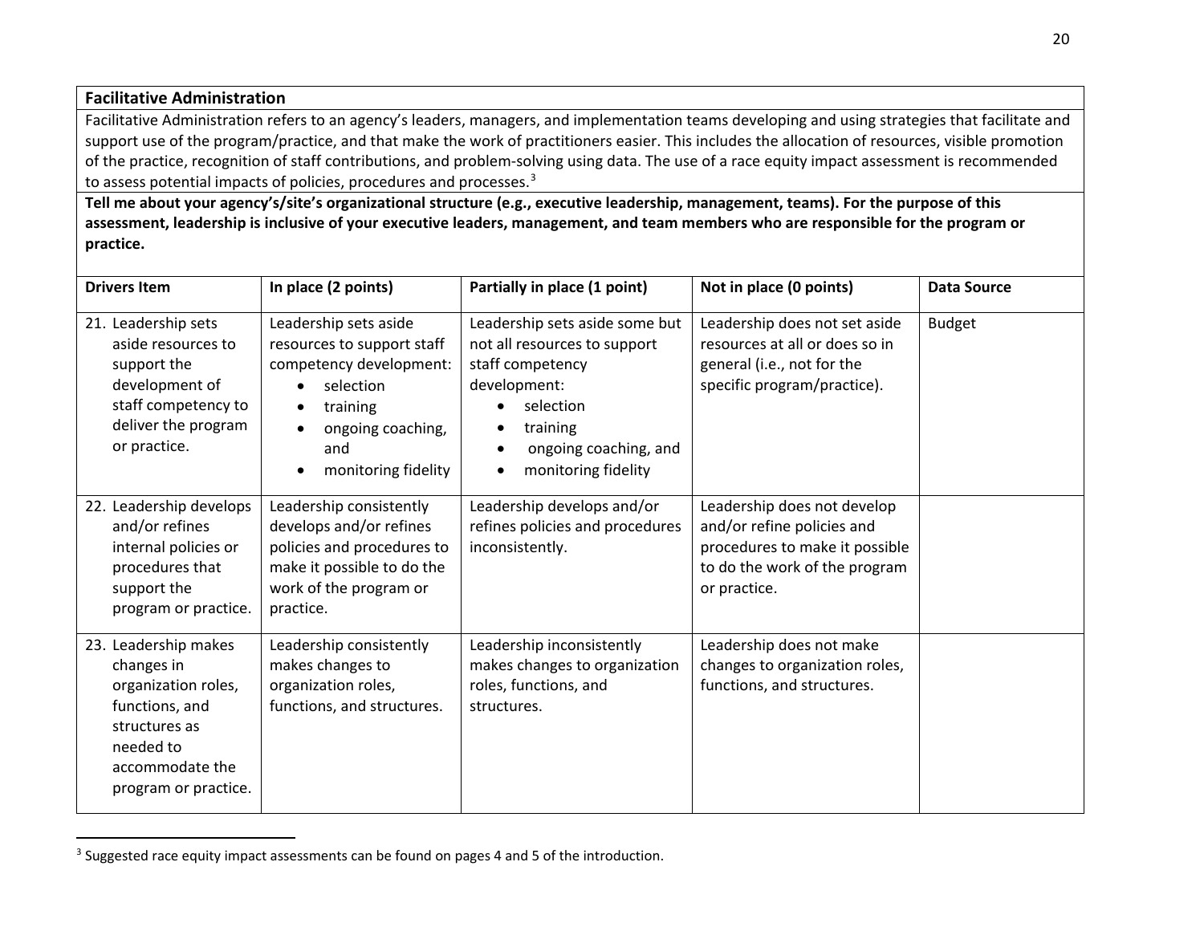**Facilitative Administration**

Facilitative Administration refers to an agency's leaders, managers, and implementation teams developing and using strategies that facilitate and support use of the program/practice, and that make the work of practitioners easier. This includes the allocation of resources, visible promotion of the practice, recognition of staff contributions, and problem-solving using data. The use of a race equity impact assessment is recommended to assess potential impacts of policies, procedures and processes.[3]

**Tell me about your agency's/site's organizational structure (e.g., executive leadership, management, teams). For the purpose of this assessment, leadership is inclusive of your executive leaders, management, and team members who are responsible for the program or practice.**

| Drivers Item | In place (2 points) | Partially in place (1 point) | Not in place (0 points) | Data Source |
|---|---|---|---|---|
| 21. Leadership sets aside resources to support the development of staff competency to deliver the program or practice. | Leadership sets aside resources to support staff competency development: • selection • training • ongoing coaching, and • monitoring fidelity | Leadership sets aside some but not all resources to support staff competency development: • selection • training • ongoing coaching, and • monitoring fidelity | Leadership does not set aside resources at all or does so in general (i.e., not for the specific program/practice). | Budget |
| 22. Leadership develops and/or refines internal policies or procedures that support the program or practice. | Leadership consistently develops and/or refines policies and procedures to make it possible to do the work of the program or practice. | Leadership develops and/or refines policies and procedures inconsistently. | Leadership does not develop and/or refine policies and procedures to make it possible to do the work of the program or practice. | |
| 23. Leadership makes changes in organization roles, functions, and structures as needed to accommodate the program or practice. | Leadership consistently makes changes to organization roles, functions, and structures. | Leadership inconsistently makes changes to organization roles, functions, and structures. | Leadership does not make changes to organization roles, functions, and structures. | |

[3] Suggested race equity impact assessments can be found on pages 4 and 5 of the introduction.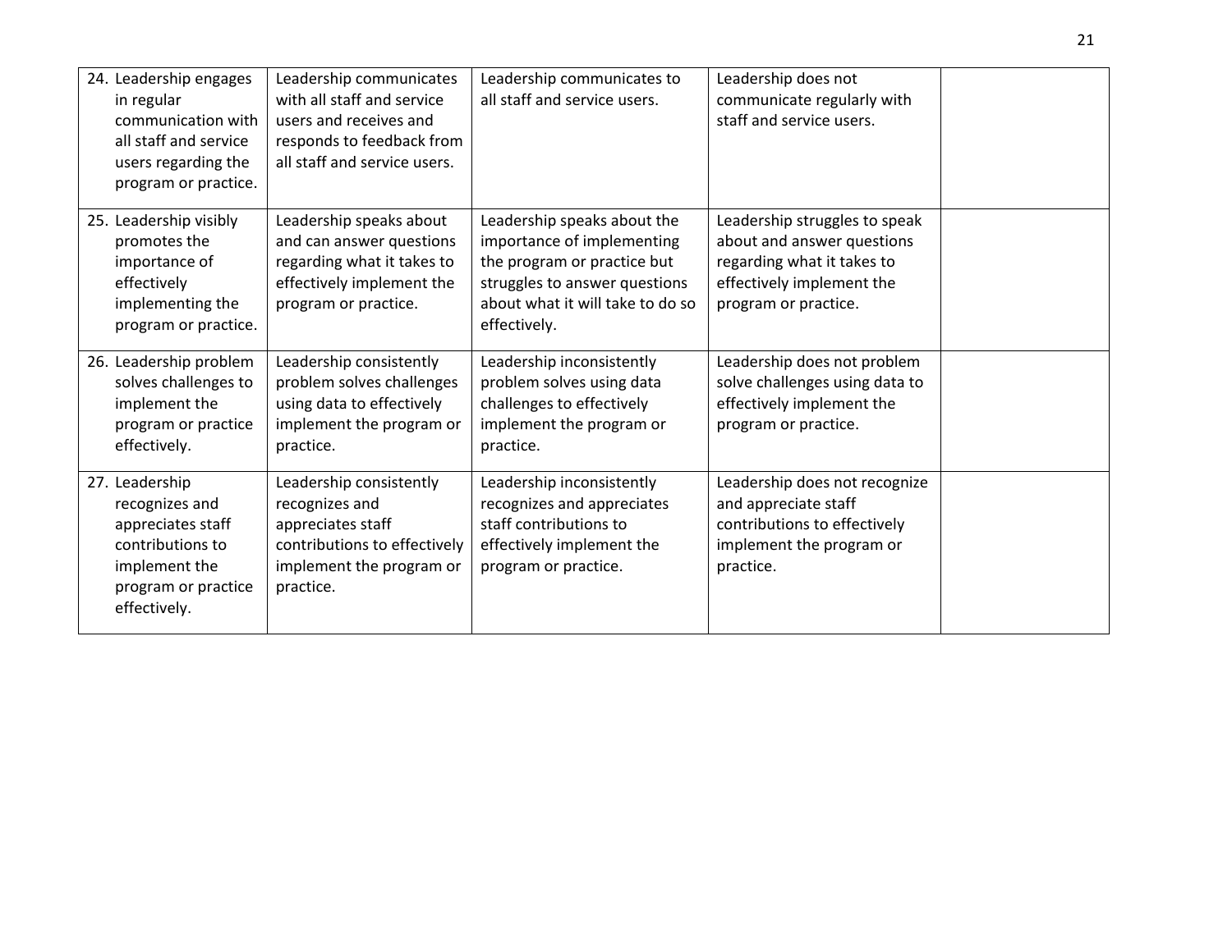|  |  |  |  |  |
| --- | --- | --- | --- | --- |
| 24. Leadership engages in regular communication with all staff and service users regarding the program or practice. | Leadership communicates with all staff and service users and receives and responds to feedback from all staff and service users. | Leadership communicates to all staff and service users. | Leadership does not communicate regularly with staff and service users. |  |
| 25. Leadership visibly promotes the importance of effectively implementing the program or practice. | Leadership speaks about and can answer questions regarding what it takes to effectively implement the program or practice. | Leadership speaks about the importance of implementing the program or practice but struggles to answer questions about what it will take to do so effectively. | Leadership struggles to speak about and answer questions regarding what it takes to effectively implement the program or practice. |  |
| 26. Leadership problem solves challenges to implement the program or practice effectively. | Leadership consistently problem solves challenges using data to effectively implement the program or practice. | Leadership inconsistently problem solves using data challenges to effectively implement the program or practice. | Leadership does not problem solve challenges using data to effectively implement the program or practice. |  |
| 27. Leadership recognizes and appreciates staff contributions to implement the program or practice effectively. | Leadership consistently recognizes and appreciates staff contributions to effectively implement the program or practice. | Leadership inconsistently recognizes and appreciates staff contributions to effectively implement the program or practice. | Leadership does not recognize and appreciate staff contributions to effectively implement the program or practice. |  |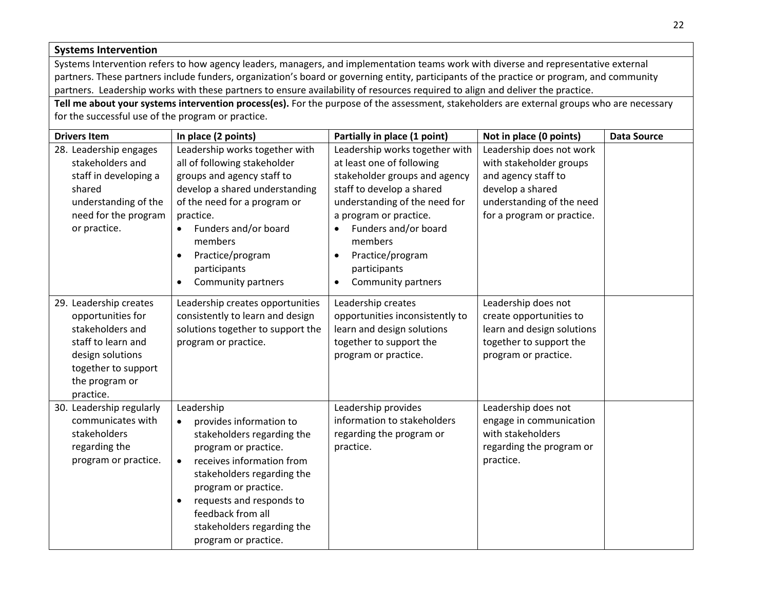**Systems Intervention**

Systems Intervention refers to how agency leaders, managers, and implementation teams work with diverse and representative external partners. These partners include funders, organization's board or governing entity, participants of the practice or program, and community partners. Leadership works with these partners to ensure availability of resources required to align and deliver the practice.

**Tell me about your systems intervention process(es).** For the purpose of the assessment, stakeholders are external groups who are necessary for the successful use of the program or practice.

| Drivers Item | In place (2 points) | Partially in place (1 point) | Not in place (0 points) | Data Source |
|---|---|---|---|---|
| 28. Leadership engages stakeholders and staff in developing a shared understanding of the need for the program or practice. | Leadership works together with all of following stakeholder groups and agency staff to develop a shared understanding of the need for a program or practice.<br>• Funders and/or board members<br>• Practice/program participants<br>• Community partners | Leadership works together with at least one of following stakeholder groups and agency staff to develop a shared understanding of the need for a program or practice.<br>• Funders and/or board members<br>• Practice/program participants<br>• Community partners | Leadership does not work with stakeholder groups and agency staff to develop a shared understanding of the need for a program or practice. | |
| 29. Leadership creates opportunities for stakeholders and staff to learn and design solutions together to support the program or practice. | Leadership creates opportunities consistently to learn and design solutions together to support the program or practice. | Leadership creates opportunities inconsistently to learn and design solutions together to support the program or practice. | Leadership does not create opportunities to learn and design solutions together to support the program or practice. | |
| 30. Leadership regularly communicates with stakeholders regarding the program or practice. | Leadership<br>• provides information to stakeholders regarding the program or practice.<br>• receives information from stakeholders regarding the program or practice.<br>• requests and responds to feedback from all stakeholders regarding the program or practice. | Leadership provides information to stakeholders regarding the program or practice. | Leadership does not engage in communication with stakeholders regarding the program or practice. | |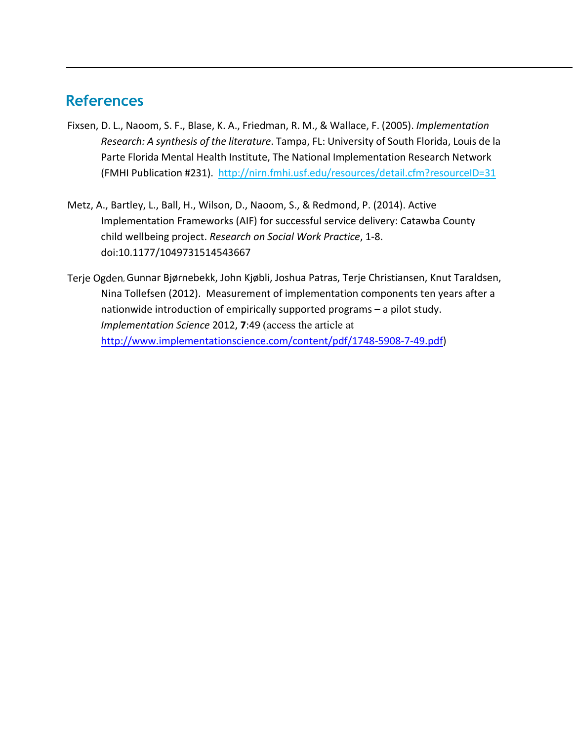## References

Fixsen, D. L., Naoom, S. F., Blase, K. A., Friedman, R. M., & Wallace, F. (2005). *Implementation Research: A synthesis of the literature*. Tampa, FL: University of South Florida, Louis de la Parte Florida Mental Health Institute, The National Implementation Research Network (FMHI Publication #231). http://nirn.fmhi.usf.edu/resources/detail.cfm?resourceID=31

Metz, A., Bartley, L., Ball, H., Wilson, D., Naoom, S., & Redmond, P. (2014). Active Implementation Frameworks (AIF) for successful service delivery: Catawba County child wellbeing project. *Research on Social Work Practice*, 1-8. doi:10.1177/1049731514543667

Terje Ogden, Gunnar Bjørnebekk, John Kjøbli, Joshua Patras, Terje Christiansen, Knut Taraldsen, Nina Tollefsen (2012). Measurement of implementation components ten years after a nationwide introduction of empirically supported programs – a pilot study. *Implementation Science* 2012, **7**:49 (access the article at http://www.implementationscience.com/content/pdf/1748-5908-7-49.pdf)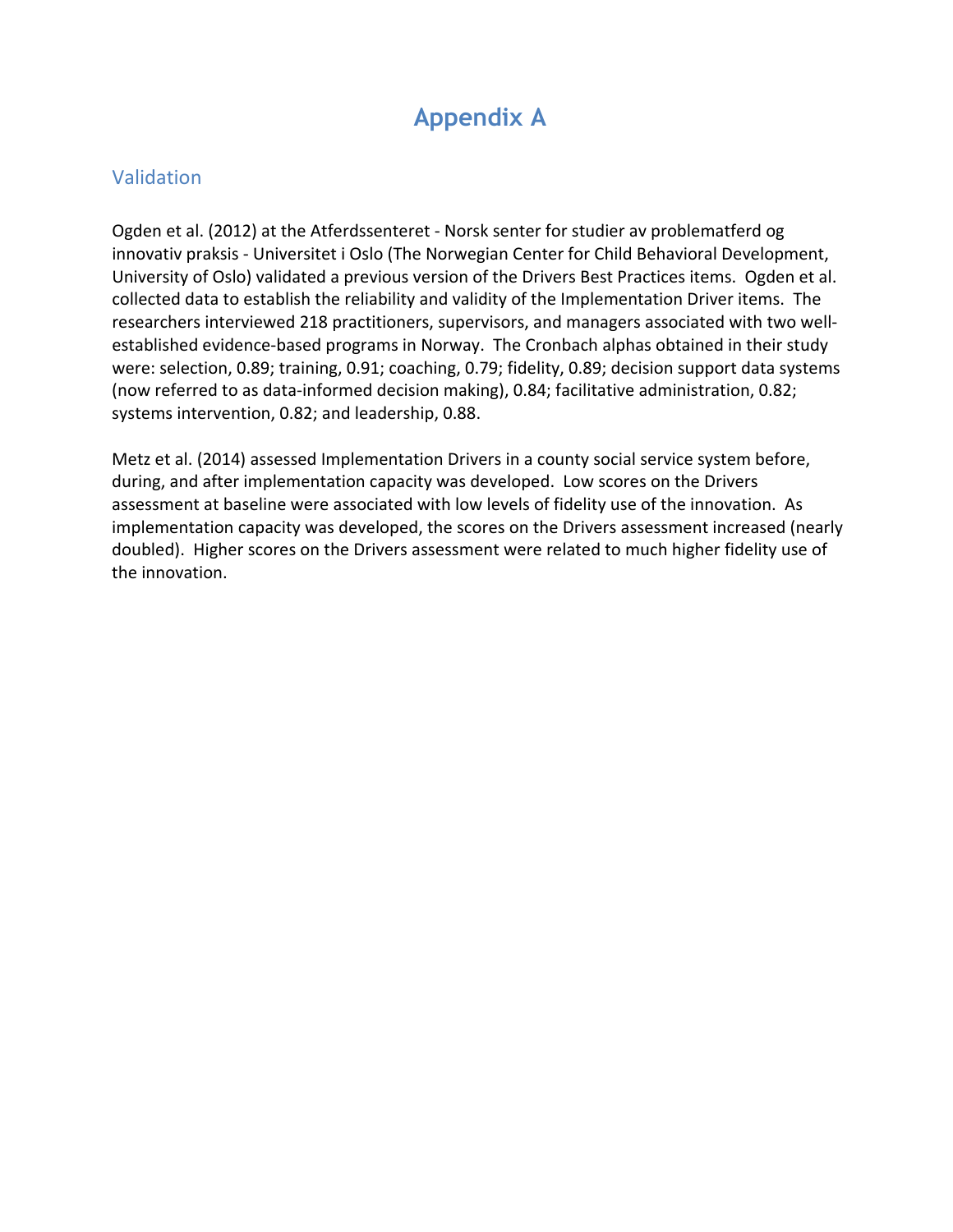# Appendix A

## Validation

Ogden et al. (2012) at the Atferdssenteret - Norsk senter for studier av problematferd og innovativ praksis - Universitet i Oslo (The Norwegian Center for Child Behavioral Development, University of Oslo) validated a previous version of the Drivers Best Practices items. Ogden et al. collected data to establish the reliability and validity of the Implementation Driver items. The researchers interviewed 218 practitioners, supervisors, and managers associated with two well-established evidence-based programs in Norway. The Cronbach alphas obtained in their study were: selection, 0.89; training, 0.91; coaching, 0.79; fidelity, 0.89; decision support data systems (now referred to as data-informed decision making), 0.84; facilitative administration, 0.82; systems intervention, 0.82; and leadership, 0.88.

Metz et al. (2014) assessed Implementation Drivers in a county social service system before, during, and after implementation capacity was developed. Low scores on the Drivers assessment at baseline were associated with low levels of fidelity use of the innovation. As implementation capacity was developed, the scores on the Drivers assessment increased (nearly doubled). Higher scores on the Drivers assessment were related to much higher fidelity use of the innovation.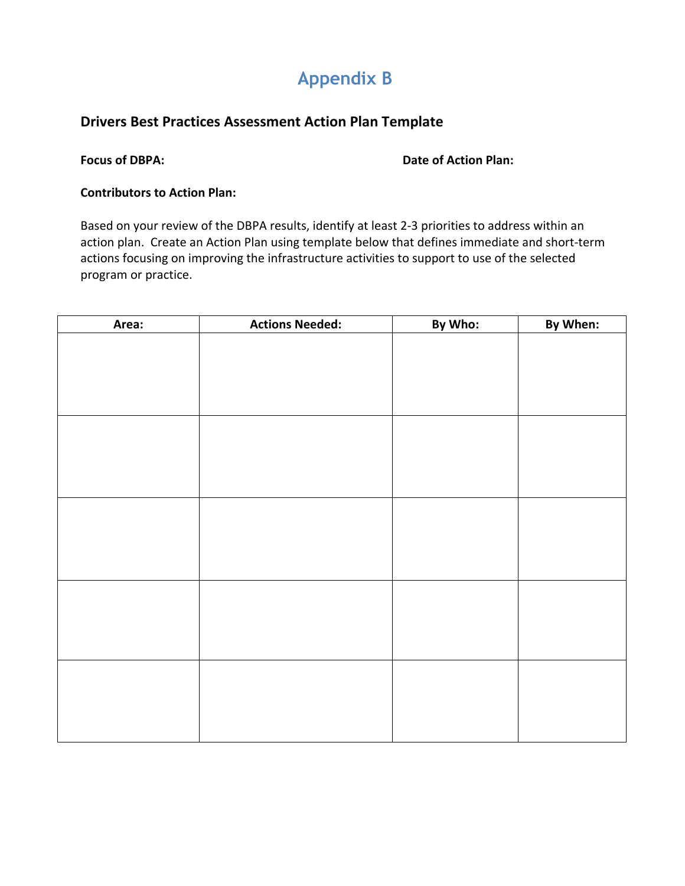# Appendix B

## Drivers Best Practices Assessment Action Plan Template

**Focus of DBPA:** **Date of Action Plan:**

**Contributors to Action Plan:**

Based on your review of the DBPA results, identify at least 2-3 priorities to address within an action plan. Create an Action Plan using template below that defines immediate and short-term actions focusing on improving the infrastructure activities to support to use of the selected program or practice.

| Area: | Actions Needed: | By Who: | By When: |
|---|---|---|---|
| | | | |
| | | | |
| | | | |
| | | | |
| | | | |